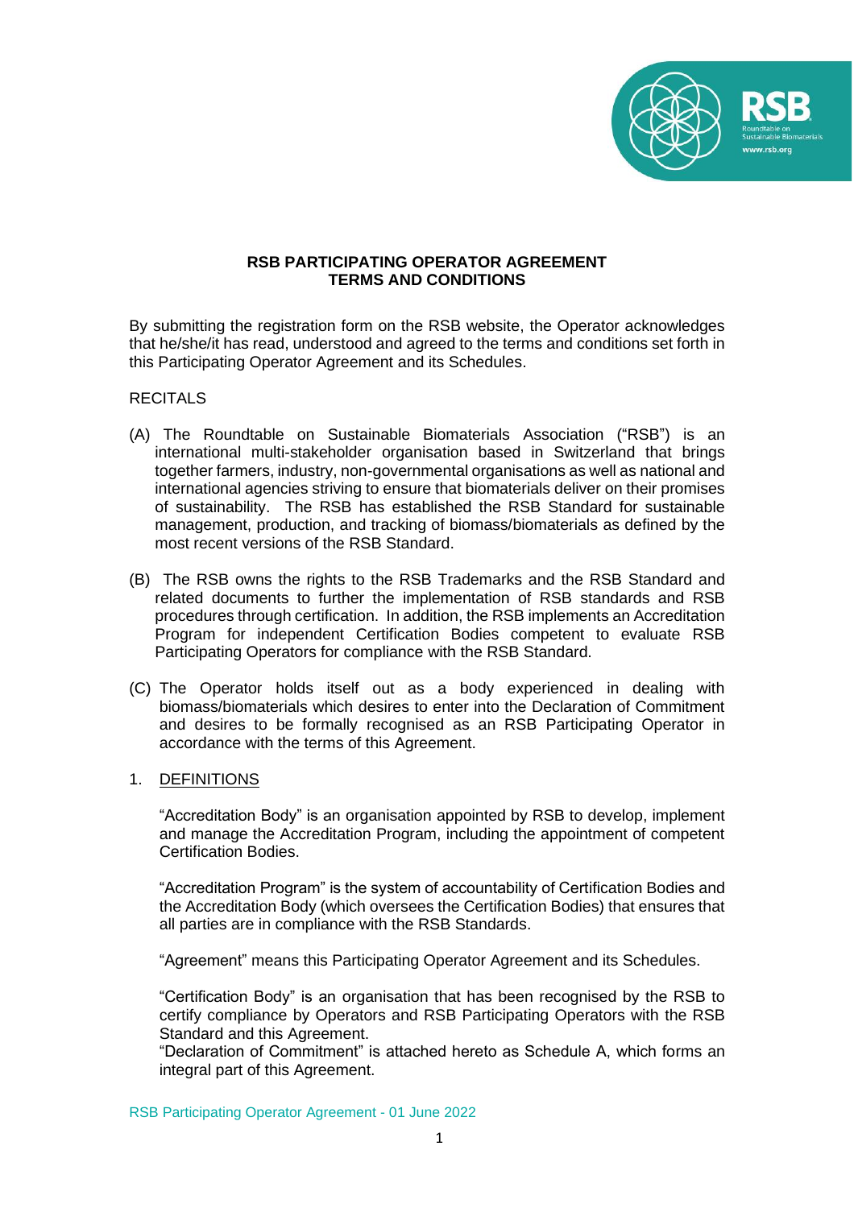# RSB PARTICIPATING OPERATOR AGREEMENT TERMS AND CONDITIONS

By submitting the registration form on the RSB website, the Operator acknowledges that he/she/it has read, understood and agreed to the terms and conditions set forth in this Participating Operator Agreement and its Schedules.

RECITALS

(A) The Roundtable on Sustainable Biomaterials Association ("RSB") is an international multi-stakeholder organisation based in Switzerland that brings together farmers, industry, non-governmental organisations as well as national and international agencies striving to ensure that biomaterials deliver on their promises of sustainability. The RSB has established the RSB Standard for sustainable management, production, and tracking of biomass/biomaterials as defined by the most recent versions of the RSB Standard.

(B) The RSB owns the rights to the RSB Trademarks and the RSB Standard and related documents to further the implementation of RSB standards and RSB procedures through certification. In addition, the RSB implements an Accreditation Program for independent Certification Bodies competent to evaluate RSB Participating Operators for compliance with the RSB Standard.

(C) The Operator holds itself out as a body experienced in dealing with biomass/biomaterials which desires to enter into the Declaration of Commitment and desires to be formally recognised as an RSB Participating Operator in accordance with the terms of this Agreement.

## 1. DEFINITIONS

"Accreditation Body" is an organisation appointed by RSB to develop, implement and manage the Accreditation Program, including the appointment of competent Certification Bodies.

"Accreditation Program" is the system of accountability of Certification Bodies and the Accreditation Body (which oversees the Certification Bodies) that ensures that all parties are in compliance with the RSB Standards.

"Agreement" means this Participating Operator Agreement and its Schedules.

"Certification Body" is an organisation that has been recognised by the RSB to certify compliance by Operators and RSB Participating Operators with the RSB Standard and this Agreement.

"Declaration of Commitment" is attached hereto as Schedule A, which forms an integral part of this Agreement.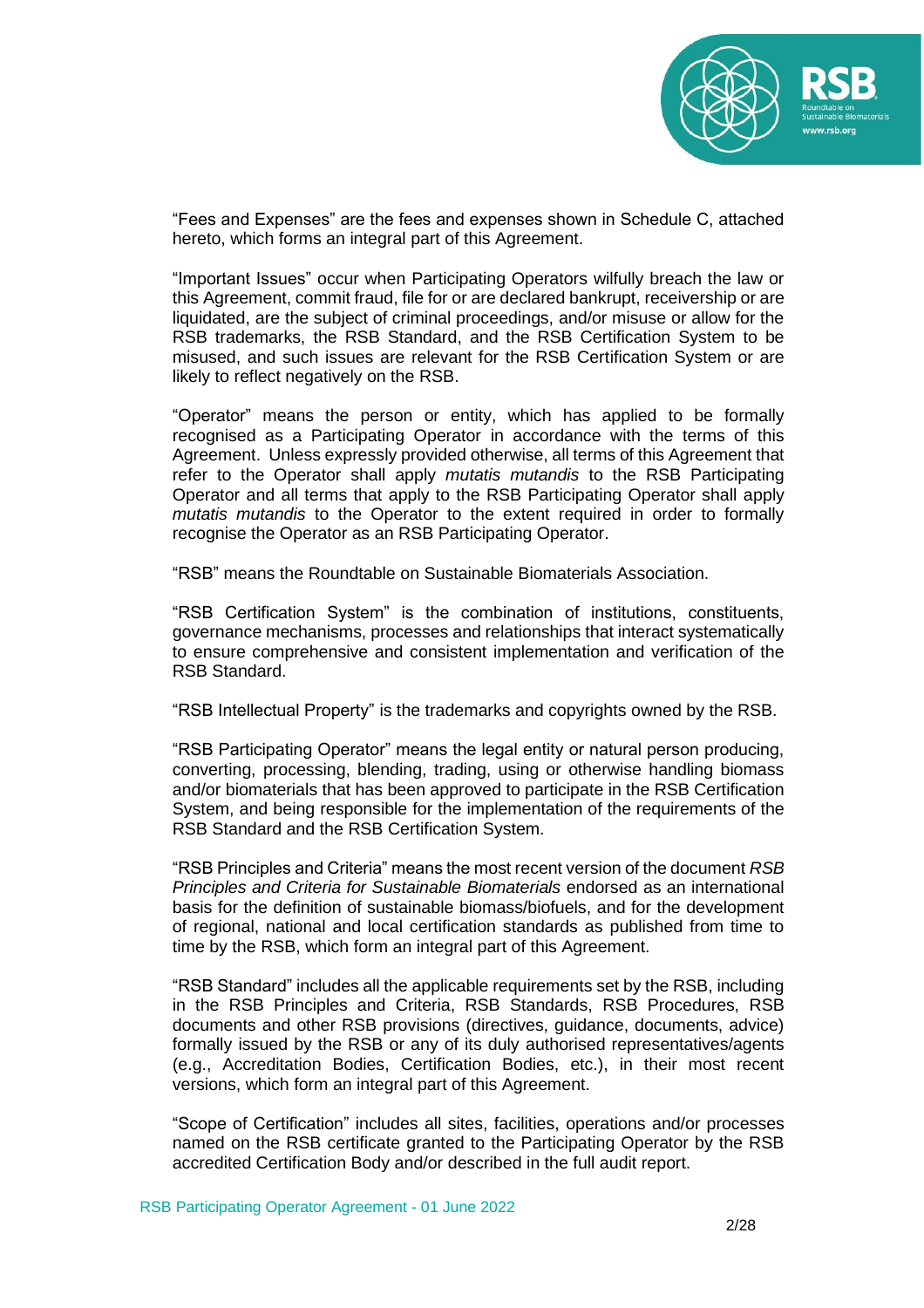"Fees and Expenses" are the fees and expenses shown in Schedule C, attached hereto, which forms an integral part of this Agreement.

"Important Issues" occur when Participating Operators wilfully breach the law or this Agreement, commit fraud, file for or are declared bankrupt, receivership or are liquidated, are the subject of criminal proceedings, and/or misuse or allow for the RSB trademarks, the RSB Standard, and the RSB Certification System to be misused, and such issues are relevant for the RSB Certification System or are likely to reflect negatively on the RSB.

"Operator" means the person or entity, which has applied to be formally recognised as a Participating Operator in accordance with the terms of this Agreement. Unless expressly provided otherwise, all terms of this Agreement that refer to the Operator shall apply *mutatis mutandis* to the RSB Participating Operator and all terms that apply to the RSB Participating Operator shall apply *mutatis mutandis* to the Operator to the extent required in order to formally recognise the Operator as an RSB Participating Operator.

"RSB" means the Roundtable on Sustainable Biomaterials Association.

"RSB Certification System" is the combination of institutions, constituents, governance mechanisms, processes and relationships that interact systematically to ensure comprehensive and consistent implementation and verification of the RSB Standard.

"RSB Intellectual Property" is the trademarks and copyrights owned by the RSB.

"RSB Participating Operator" means the legal entity or natural person producing, converting, processing, blending, trading, using or otherwise handling biomass and/or biomaterials that has been approved to participate in the RSB Certification System, and being responsible for the implementation of the requirements of the RSB Standard and the RSB Certification System.

"RSB Principles and Criteria" means the most recent version of the document *RSB Principles and Criteria for Sustainable Biomaterials* endorsed as an international basis for the definition of sustainable biomass/biofuels, and for the development of regional, national and local certification standards as published from time to time by the RSB, which form an integral part of this Agreement.

"RSB Standard" includes all the applicable requirements set by the RSB, including in the RSB Principles and Criteria, RSB Standards, RSB Procedures, RSB documents and other RSB provisions (directives, guidance, documents, advice) formally issued by the RSB or any of its duly authorised representatives/agents (e.g., Accreditation Bodies, Certification Bodies, etc.), in their most recent versions, which form an integral part of this Agreement.

"Scope of Certification" includes all sites, facilities, operations and/or processes named on the RSB certificate granted to the Participating Operator by the RSB accredited Certification Body and/or described in the full audit report.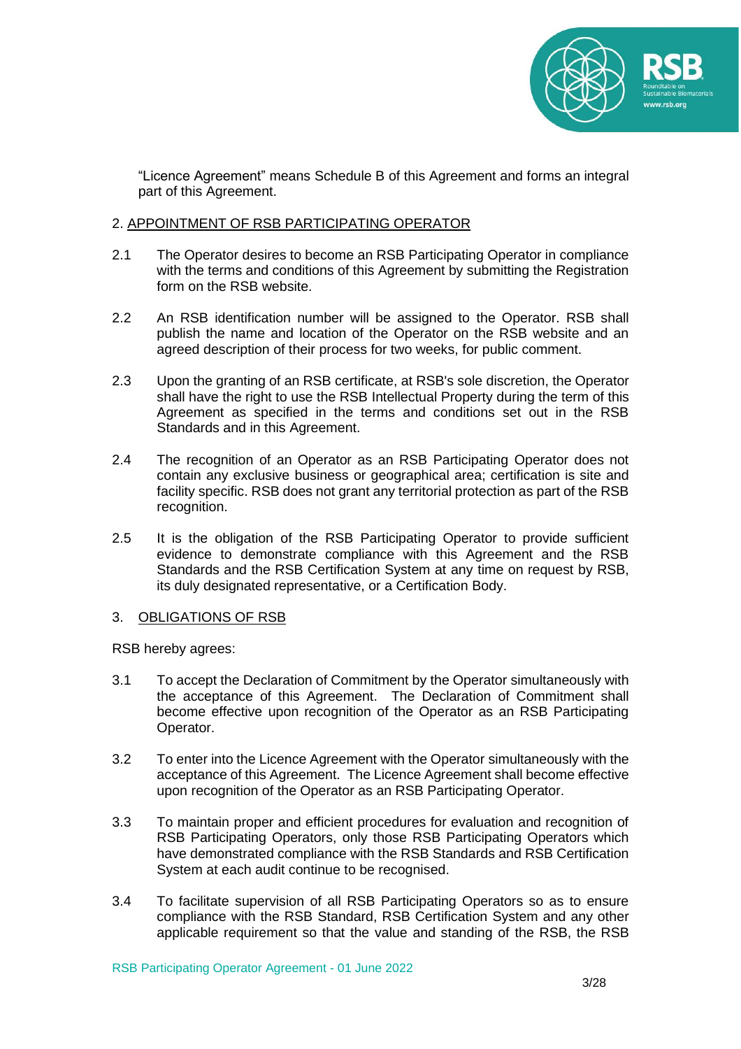"Licence Agreement" means Schedule B of this Agreement and forms an integral part of this Agreement.

## 2. APPOINTMENT OF RSB PARTICIPATING OPERATOR

2.1 The Operator desires to become an RSB Participating Operator in compliance with the terms and conditions of this Agreement by submitting the Registration form on the RSB website.

2.2 An RSB identification number will be assigned to the Operator. RSB shall publish the name and location of the Operator on the RSB website and an agreed description of their process for two weeks, for public comment.

2.3 Upon the granting of an RSB certificate, at RSB's sole discretion, the Operator shall have the right to use the RSB Intellectual Property during the term of this Agreement as specified in the terms and conditions set out in the RSB Standards and in this Agreement.

2.4 The recognition of an Operator as an RSB Participating Operator does not contain any exclusive business or geographical area; certification is site and facility specific. RSB does not grant any territorial protection as part of the RSB recognition.

2.5 It is the obligation of the RSB Participating Operator to provide sufficient evidence to demonstrate compliance with this Agreement and the RSB Standards and the RSB Certification System at any time on request by RSB, its duly designated representative, or a Certification Body.

## 3. OBLIGATIONS OF RSB

RSB hereby agrees:

3.1 To accept the Declaration of Commitment by the Operator simultaneously with the acceptance of this Agreement. The Declaration of Commitment shall become effective upon recognition of the Operator as an RSB Participating Operator.

3.2 To enter into the Licence Agreement with the Operator simultaneously with the acceptance of this Agreement. The Licence Agreement shall become effective upon recognition of the Operator as an RSB Participating Operator.

3.3 To maintain proper and efficient procedures for evaluation and recognition of RSB Participating Operators, only those RSB Participating Operators which have demonstrated compliance with the RSB Standards and RSB Certification System at each audit continue to be recognised.

3.4 To facilitate supervision of all RSB Participating Operators so as to ensure compliance with the RSB Standard, RSB Certification System and any other applicable requirement so that the value and standing of the RSB, the RSB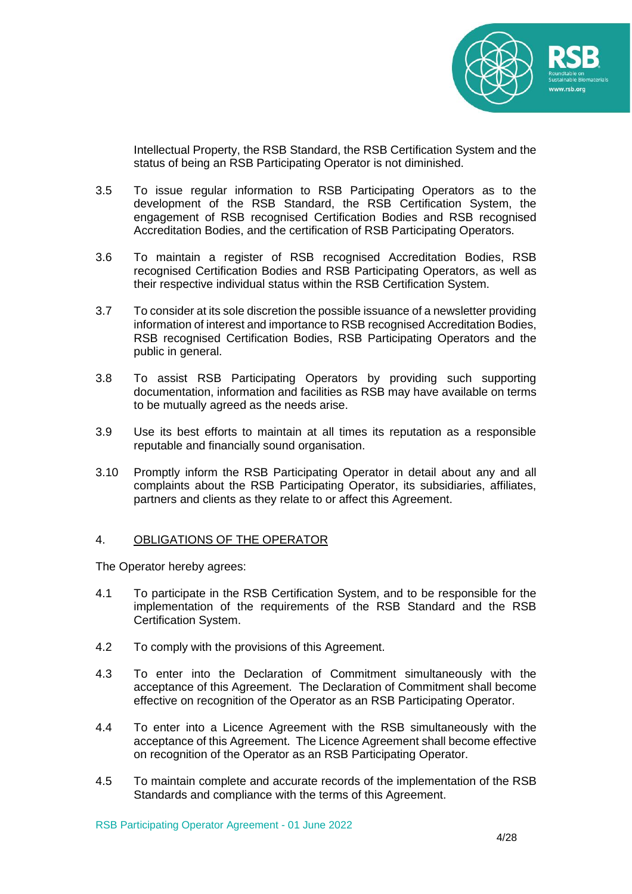Intellectual Property, the RSB Standard, the RSB Certification System and the status of being an RSB Participating Operator is not diminished.

3.5 To issue regular information to RSB Participating Operators as to the development of the RSB Standard, the RSB Certification System, the engagement of RSB recognised Certification Bodies and RSB recognised Accreditation Bodies, and the certification of RSB Participating Operators.

3.6 To maintain a register of RSB recognised Accreditation Bodies, RSB recognised Certification Bodies and RSB Participating Operators, as well as their respective individual status within the RSB Certification System.

3.7 To consider at its sole discretion the possible issuance of a newsletter providing information of interest and importance to RSB recognised Accreditation Bodies, RSB recognised Certification Bodies, RSB Participating Operators and the public in general.

3.8 To assist RSB Participating Operators by providing such supporting documentation, information and facilities as RSB may have available on terms to be mutually agreed as the needs arise.

3.9 Use its best efforts to maintain at all times its reputation as a responsible reputable and financially sound organisation.

3.10 Promptly inform the RSB Participating Operator in detail about any and all complaints about the RSB Participating Operator, its subsidiaries, affiliates, partners and clients as they relate to or affect this Agreement.

## 4. OBLIGATIONS OF THE OPERATOR

The Operator hereby agrees:

4.1 To participate in the RSB Certification System, and to be responsible for the implementation of the requirements of the RSB Standard and the RSB Certification System.

4.2 To comply with the provisions of this Agreement.

4.3 To enter into the Declaration of Commitment simultaneously with the acceptance of this Agreement. The Declaration of Commitment shall become effective on recognition of the Operator as an RSB Participating Operator.

4.4 To enter into a Licence Agreement with the RSB simultaneously with the acceptance of this Agreement. The Licence Agreement shall become effective on recognition of the Operator as an RSB Participating Operator.

4.5 To maintain complete and accurate records of the implementation of the RSB Standards and compliance with the terms of this Agreement.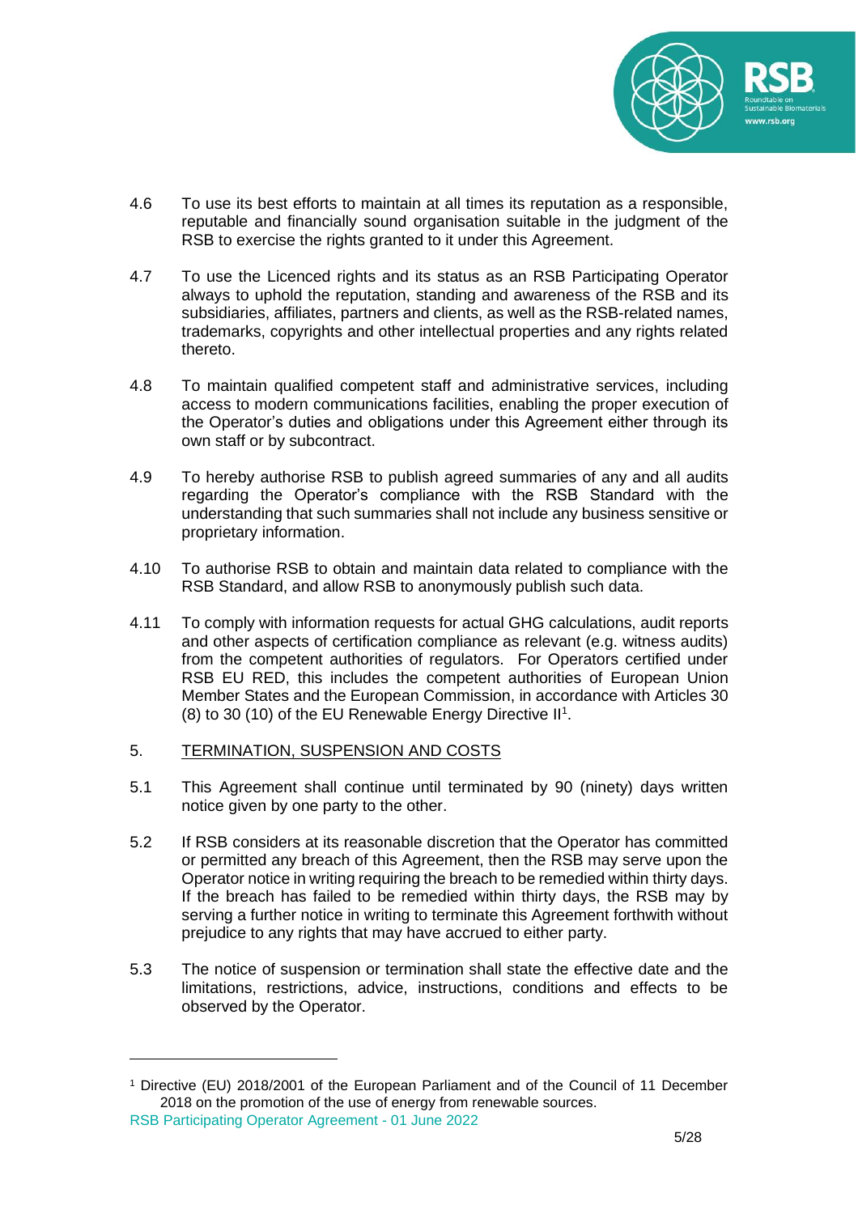4.6 To use its best efforts to maintain at all times its reputation as a responsible, reputable and financially sound organisation suitable in the judgment of the RSB to exercise the rights granted to it under this Agreement.

4.7 To use the Licenced rights and its status as an RSB Participating Operator always to uphold the reputation, standing and awareness of the RSB and its subsidiaries, affiliates, partners and clients, as well as the RSB-related names, trademarks, copyrights and other intellectual properties and any rights related thereto.

4.8 To maintain qualified competent staff and administrative services, including access to modern communications facilities, enabling the proper execution of the Operator's duties and obligations under this Agreement either through its own staff or by subcontract.

4.9 To hereby authorise RSB to publish agreed summaries of any and all audits regarding the Operator's compliance with the RSB Standard with the understanding that such summaries shall not include any business sensitive or proprietary information.

4.10 To authorise RSB to obtain and maintain data related to compliance with the RSB Standard, and allow RSB to anonymously publish such data.

4.11 To comply with information requests for actual GHG calculations, audit reports and other aspects of certification compliance as relevant (e.g. witness audits) from the competent authorities of regulators. For Operators certified under RSB EU RED, this includes the competent authorities of European Union Member States and the European Commission, in accordance with Articles 30 (8) to 30 (10) of the EU Renewable Energy Directive II[1].

## 5. TERMINATION, SUSPENSION AND COSTS

5.1 This Agreement shall continue until terminated by 90 (ninety) days written notice given by one party to the other.

5.2 If RSB considers at its reasonable discretion that the Operator has committed or permitted any breach of this Agreement, then the RSB may serve upon the Operator notice in writing requiring the breach to be remedied within thirty days. If the breach has failed to be remedied within thirty days, the RSB may by serving a further notice in writing to terminate this Agreement forthwith without prejudice to any rights that may have accrued to either party.

5.3 The notice of suspension or termination shall state the effective date and the limitations, restrictions, advice, instructions, conditions and effects to be observed by the Operator.

---

[1] Directive (EU) 2018/2001 of the European Parliament and of the Council of 11 December 2018 on the promotion of the use of energy from renewable sources.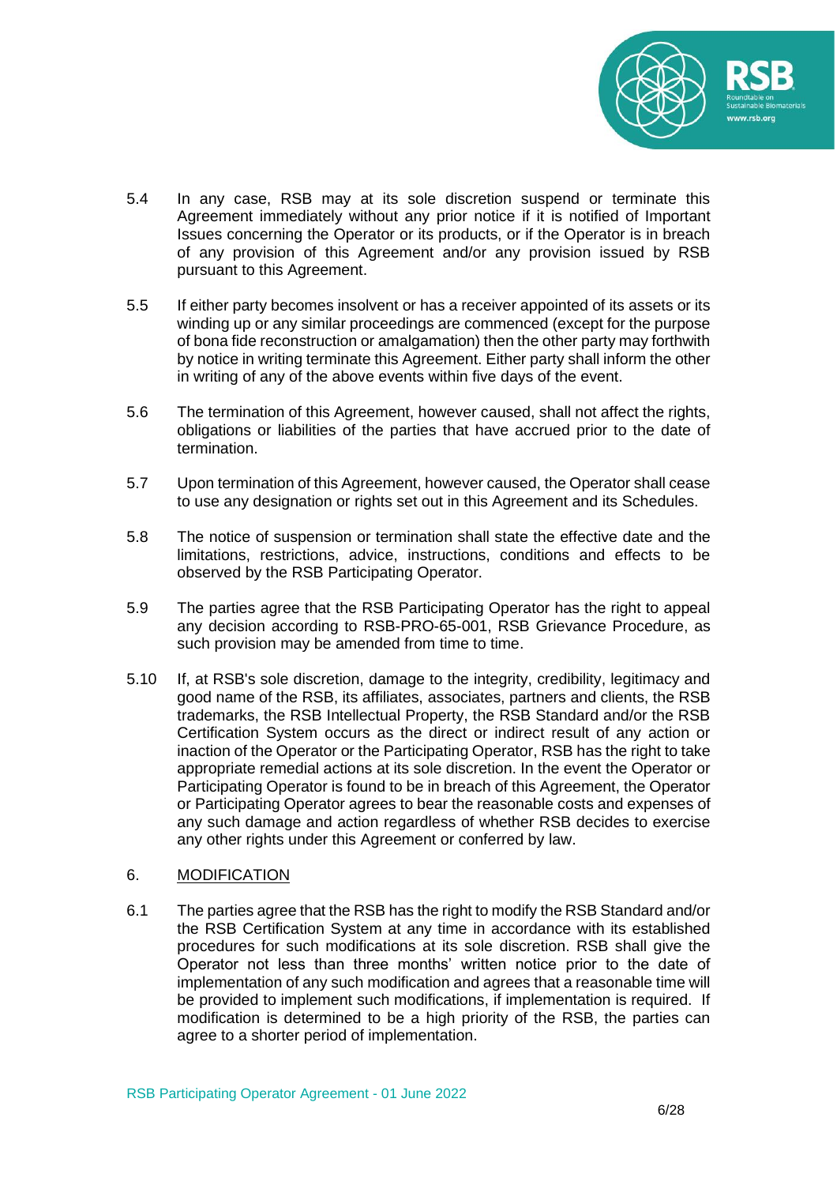5.4 In any case, RSB may at its sole discretion suspend or terminate this Agreement immediately without any prior notice if it is notified of Important Issues concerning the Operator or its products, or if the Operator is in breach of any provision of this Agreement and/or any provision issued by RSB pursuant to this Agreement.

5.5 If either party becomes insolvent or has a receiver appointed of its assets or its winding up or any similar proceedings are commenced (except for the purpose of bona fide reconstruction or amalgamation) then the other party may forthwith by notice in writing terminate this Agreement. Either party shall inform the other in writing of any of the above events within five days of the event.

5.6 The termination of this Agreement, however caused, shall not affect the rights, obligations or liabilities of the parties that have accrued prior to the date of termination.

5.7 Upon termination of this Agreement, however caused, the Operator shall cease to use any designation or rights set out in this Agreement and its Schedules.

5.8 The notice of suspension or termination shall state the effective date and the limitations, restrictions, advice, instructions, conditions and effects to be observed by the RSB Participating Operator.

5.9 The parties agree that the RSB Participating Operator has the right to appeal any decision according to RSB-PRO-65-001, RSB Grievance Procedure, as such provision may be amended from time to time.

5.10 If, at RSB's sole discretion, damage to the integrity, credibility, legitimacy and good name of the RSB, its affiliates, associates, partners and clients, the RSB trademarks, the RSB Intellectual Property, the RSB Standard and/or the RSB Certification System occurs as the direct or indirect result of any action or inaction of the Operator or the Participating Operator, RSB has the right to take appropriate remedial actions at its sole discretion. In the event the Operator or Participating Operator is found to be in breach of this Agreement, the Operator or Participating Operator agrees to bear the reasonable costs and expenses of any such damage and action regardless of whether RSB decides to exercise any other rights under this Agreement or conferred by law.

## 6. MODIFICATION

6.1 The parties agree that the RSB has the right to modify the RSB Standard and/or the RSB Certification System at any time in accordance with its established procedures for such modifications at its sole discretion. RSB shall give the Operator not less than three months' written notice prior to the date of implementation of any such modification and agrees that a reasonable time will be provided to implement such modifications, if implementation is required. If modification is determined to be a high priority of the RSB, the parties can agree to a shorter period of implementation.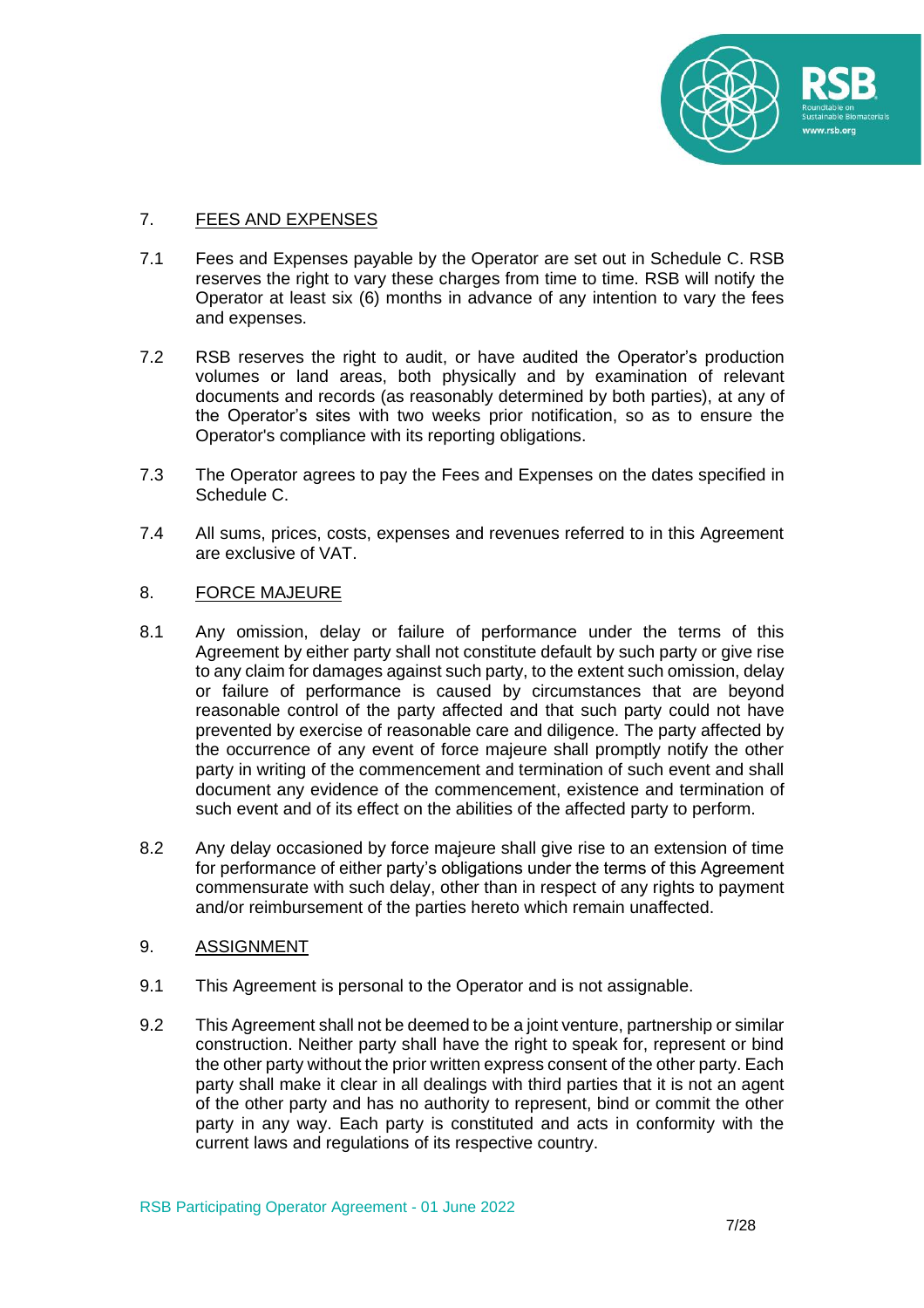## 7. FEES AND EXPENSES

7.1 Fees and Expenses payable by the Operator are set out in Schedule C. RSB reserves the right to vary these charges from time to time. RSB will notify the Operator at least six (6) months in advance of any intention to vary the fees and expenses.

7.2 RSB reserves the right to audit, or have audited the Operator's production volumes or land areas, both physically and by examination of relevant documents and records (as reasonably determined by both parties), at any of the Operator's sites with two weeks prior notification, so as to ensure the Operator's compliance with its reporting obligations.

7.3 The Operator agrees to pay the Fees and Expenses on the dates specified in Schedule C.

7.4 All sums, prices, costs, expenses and revenues referred to in this Agreement are exclusive of VAT.

## 8. FORCE MAJEURE

8.1 Any omission, delay or failure of performance under the terms of this Agreement by either party shall not constitute default by such party or give rise to any claim for damages against such party, to the extent such omission, delay or failure of performance is caused by circumstances that are beyond reasonable control of the party affected and that such party could not have prevented by exercise of reasonable care and diligence. The party affected by the occurrence of any event of force majeure shall promptly notify the other party in writing of the commencement and termination of such event and shall document any evidence of the commencement, existence and termination of such event and of its effect on the abilities of the affected party to perform.

8.2 Any delay occasioned by force majeure shall give rise to an extension of time for performance of either party's obligations under the terms of this Agreement commensurate with such delay, other than in respect of any rights to payment and/or reimbursement of the parties hereto which remain unaffected.

## 9. ASSIGNMENT

9.1 This Agreement is personal to the Operator and is not assignable.

9.2 This Agreement shall not be deemed to be a joint venture, partnership or similar construction. Neither party shall have the right to speak for, represent or bind the other party without the prior written express consent of the other party. Each party shall make it clear in all dealings with third parties that it is not an agent of the other party and has no authority to represent, bind or commit the other party in any way. Each party is constituted and acts in conformity with the current laws and regulations of its respective country.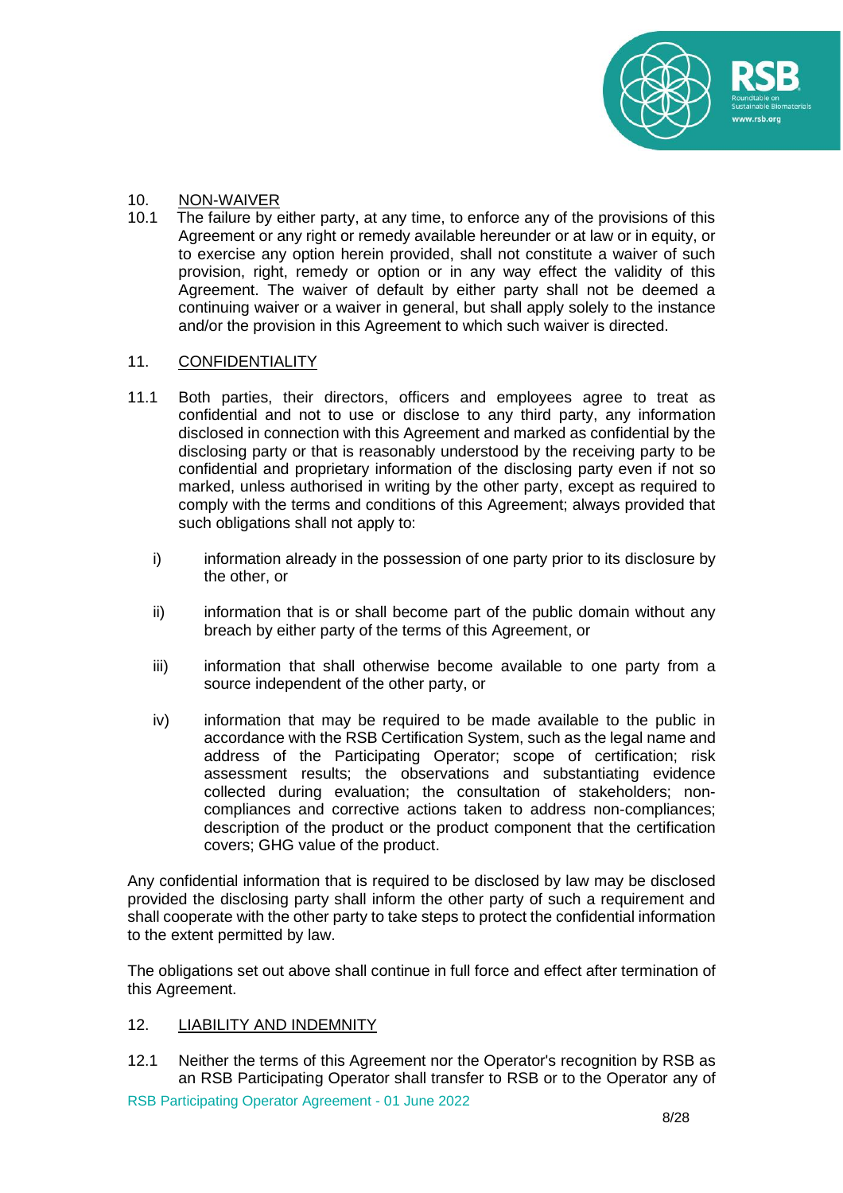## 10. NON-WAIVER

10.1 The failure by either party, at any time, to enforce any of the provisions of this Agreement or any right or remedy available hereunder or at law or in equity, or to exercise any option herein provided, shall not constitute a waiver of such provision, right, remedy or option or in any way effect the validity of this Agreement. The waiver of default by either party shall not be deemed a continuing waiver or a waiver in general, but shall apply solely to the instance and/or the provision in this Agreement to which such waiver is directed.

## 11. CONFIDENTIALITY

11.1 Both parties, their directors, officers and employees agree to treat as confidential and not to use or disclose to any third party, any information disclosed in connection with this Agreement and marked as confidential by the disclosing party or that is reasonably understood by the receiving party to be confidential and proprietary information of the disclosing party even if not so marked, unless authorised in writing by the other party, except as required to comply with the terms and conditions of this Agreement; always provided that such obligations shall not apply to:

i) information already in the possession of one party prior to its disclosure by the other, or

ii) information that is or shall become part of the public domain without any breach by either party of the terms of this Agreement, or

iii) information that shall otherwise become available to one party from a source independent of the other party, or

iv) information that may be required to be made available to the public in accordance with the RSB Certification System, such as the legal name and address of the Participating Operator; scope of certification; risk assessment results; the observations and substantiating evidence collected during evaluation; the consultation of stakeholders; non-compliances and corrective actions taken to address non-compliances; description of the product or the product component that the certification covers; GHG value of the product.

Any confidential information that is required to be disclosed by law may be disclosed provided the disclosing party shall inform the other party of such a requirement and shall cooperate with the other party to take steps to protect the confidential information to the extent permitted by law.

The obligations set out above shall continue in full force and effect after termination of this Agreement.

## 12. LIABILITY AND INDEMNITY

12.1 Neither the terms of this Agreement nor the Operator's recognition by RSB as an RSB Participating Operator shall transfer to RSB or to the Operator any of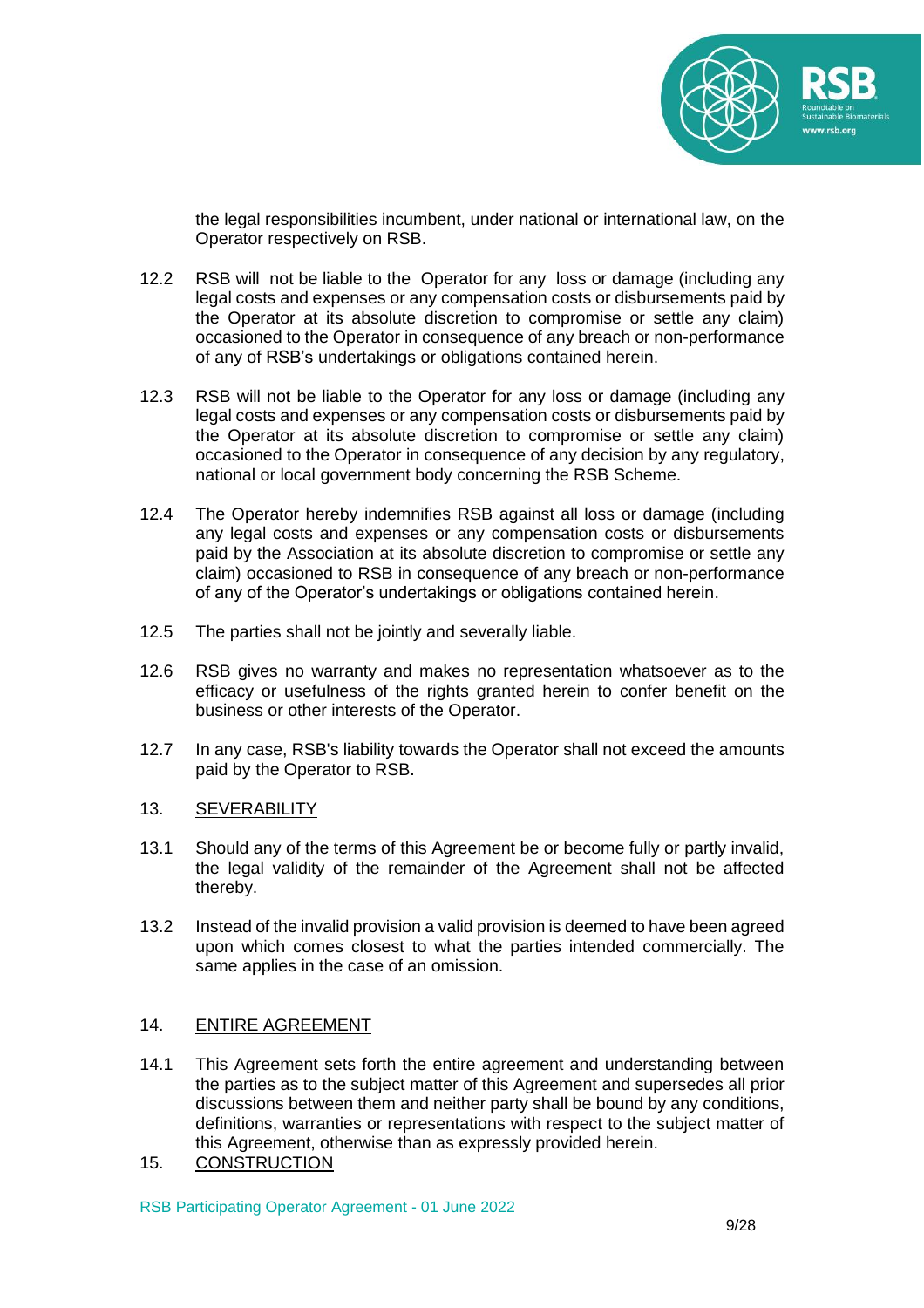the legal responsibilities incumbent, under national or international law, on the Operator respectively on RSB.

12.2 RSB will not be liable to the Operator for any loss or damage (including any legal costs and expenses or any compensation costs or disbursements paid by the Operator at its absolute discretion to compromise or settle any claim) occasioned to the Operator in consequence of any breach or non-performance of any of RSB's undertakings or obligations contained herein.

12.3 RSB will not be liable to the Operator for any loss or damage (including any legal costs and expenses or any compensation costs or disbursements paid by the Operator at its absolute discretion to compromise or settle any claim) occasioned to the Operator in consequence of any decision by any regulatory, national or local government body concerning the RSB Scheme.

12.4 The Operator hereby indemnifies RSB against all loss or damage (including any legal costs and expenses or any compensation costs or disbursements paid by the Association at its absolute discretion to compromise or settle any claim) occasioned to RSB in consequence of any breach or non-performance of any of the Operator's undertakings or obligations contained herein.

12.5 The parties shall not be jointly and severally liable.

12.6 RSB gives no warranty and makes no representation whatsoever as to the efficacy or usefulness of the rights granted herein to confer benefit on the business or other interests of the Operator.

12.7 In any case, RSB's liability towards the Operator shall not exceed the amounts paid by the Operator to RSB.

## 13. SEVERABILITY

13.1 Should any of the terms of this Agreement be or become fully or partly invalid, the legal validity of the remainder of the Agreement shall not be affected thereby.

13.2 Instead of the invalid provision a valid provision is deemed to have been agreed upon which comes closest to what the parties intended commercially. The same applies in the case of an omission.

## 14. ENTIRE AGREEMENT

14.1 This Agreement sets forth the entire agreement and understanding between the parties as to the subject matter of this Agreement and supersedes all prior discussions between them and neither party shall be bound by any conditions, definitions, warranties or representations with respect to the subject matter of this Agreement, otherwise than as expressly provided herein.

## 15. CONSTRUCTION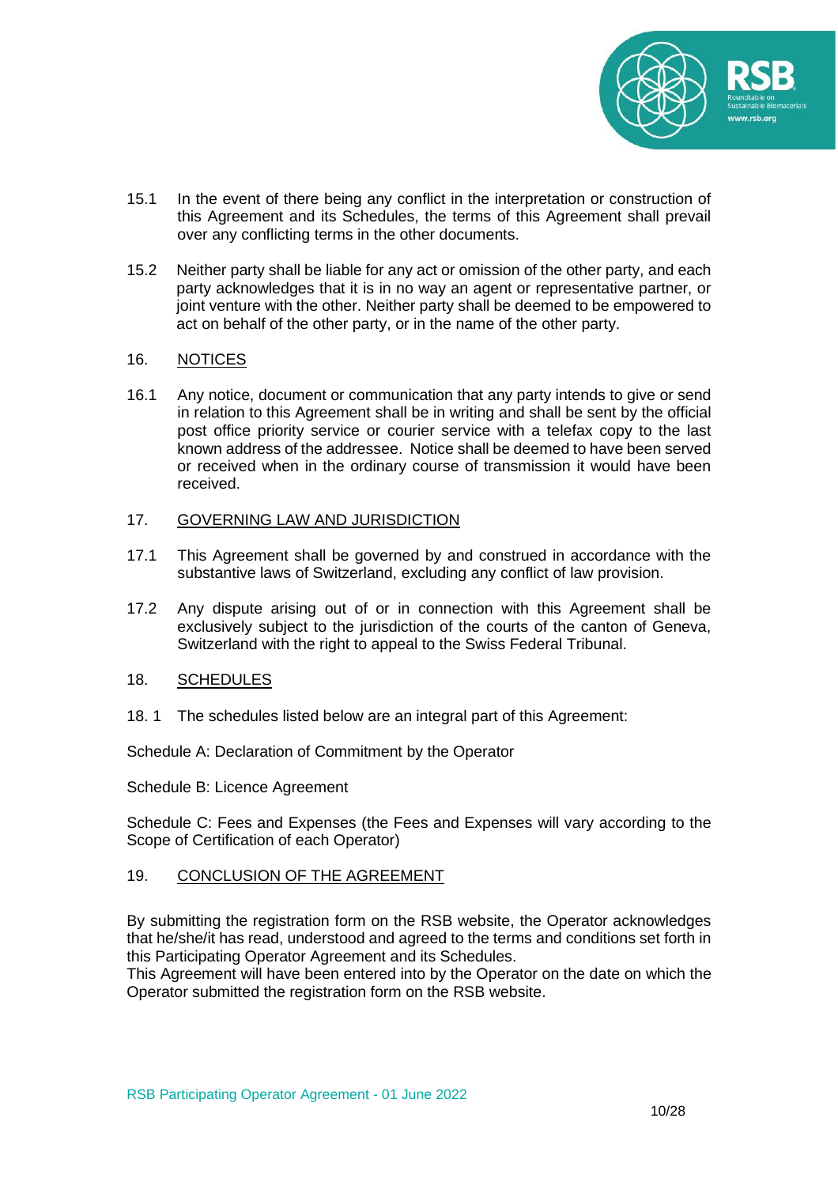15.1 In the event of there being any conflict in the interpretation or construction of this Agreement and its Schedules, the terms of this Agreement shall prevail over any conflicting terms in the other documents.

15.2 Neither party shall be liable for any act or omission of the other party, and each party acknowledges that it is in no way an agent or representative partner, or joint venture with the other. Neither party shall be deemed to be empowered to act on behalf of the other party, or in the name of the other party.

16. NOTICES

16.1 Any notice, document or communication that any party intends to give or send in relation to this Agreement shall be in writing and shall be sent by the official post office priority service or courier service with a telefax copy to the last known address of the addressee. Notice shall be deemed to have been served or received when in the ordinary course of transmission it would have been received.

17. GOVERNING LAW AND JURISDICTION

17.1 This Agreement shall be governed by and construed in accordance with the substantive laws of Switzerland, excluding any conflict of law provision.

17.2 Any dispute arising out of or in connection with this Agreement shall be exclusively subject to the jurisdiction of the courts of the canton of Geneva, Switzerland with the right to appeal to the Swiss Federal Tribunal.

18. SCHEDULES

18. 1 The schedules listed below are an integral part of this Agreement:

Schedule A: Declaration of Commitment by the Operator

Schedule B: Licence Agreement

Schedule C: Fees and Expenses (the Fees and Expenses will vary according to the Scope of Certification of each Operator)

19. CONCLUSION OF THE AGREEMENT

By submitting the registration form on the RSB website, the Operator acknowledges that he/she/it has read, understood and agreed to the terms and conditions set forth in this Participating Operator Agreement and its Schedules.
This Agreement will have been entered into by the Operator on the date on which the Operator submitted the registration form on the RSB website.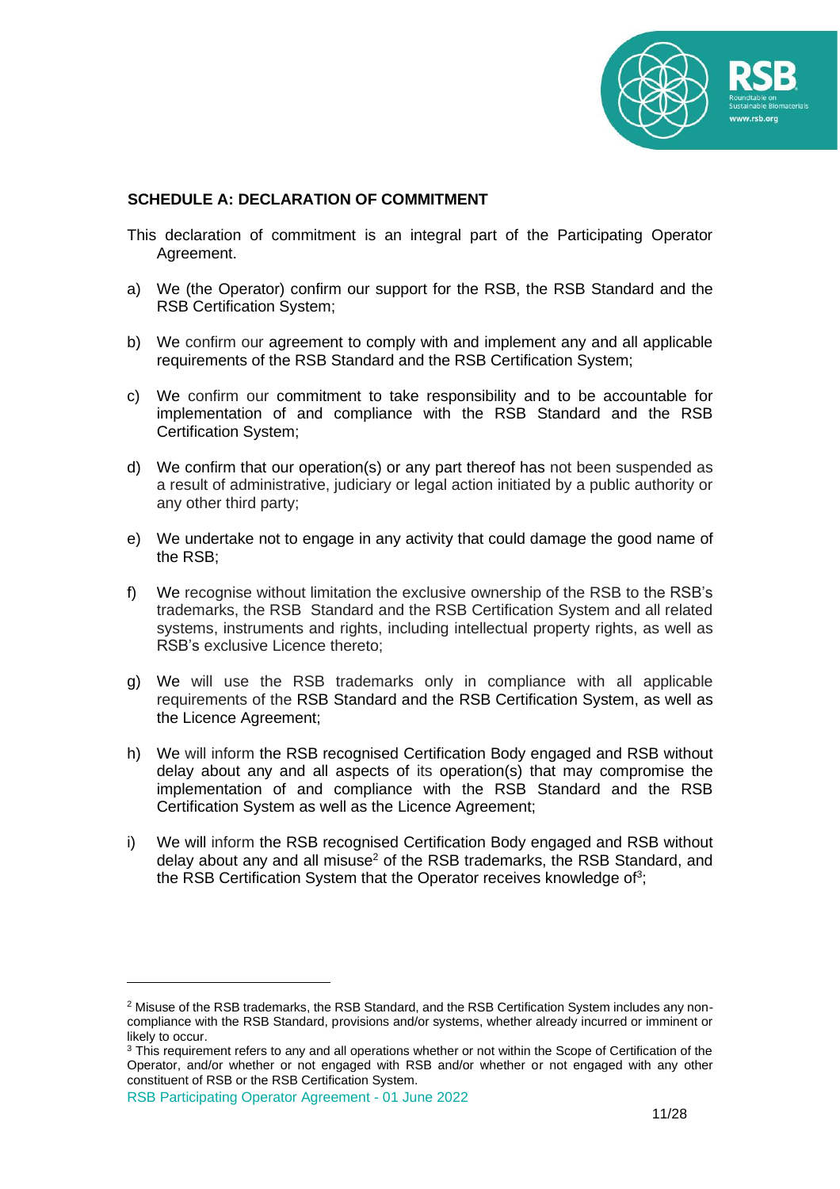**SCHEDULE A: DECLARATION OF COMMITMENT**

This declaration of commitment is an integral part of the Participating Operator Agreement.

a) We (the Operator) confirm our support for the RSB, the RSB Standard and the RSB Certification System;

b) We confirm our agreement to comply with and implement any and all applicable requirements of the RSB Standard and the RSB Certification System;

c) We confirm our commitment to take responsibility and to be accountable for implementation of and compliance with the RSB Standard and the RSB Certification System;

d) We confirm that our operation(s) or any part thereof has not been suspended as a result of administrative, judiciary or legal action initiated by a public authority or any other third party;

e) We undertake not to engage in any activity that could damage the good name of the RSB;

f) We recognise without limitation the exclusive ownership of the RSB to the RSB's trademarks, the RSB Standard and the RSB Certification System and all related systems, instruments and rights, including intellectual property rights, as well as RSB's exclusive Licence thereto;

g) We will use the RSB trademarks only in compliance with all applicable requirements of the RSB Standard and the RSB Certification System, as well as the Licence Agreement;

h) We will inform the RSB recognised Certification Body engaged and RSB without delay about any and all aspects of its operation(s) that may compromise the implementation of and compliance with the RSB Standard and the RSB Certification System as well as the Licence Agreement;

i) We will inform the RSB recognised Certification Body engaged and RSB without delay about any and all misuse[2] of the RSB trademarks, the RSB Standard, and the RSB Certification System that the Operator receives knowledge of[3];

---

[2] Misuse of the RSB trademarks, the RSB Standard, and the RSB Certification System includes any non-compliance with the RSB Standard, provisions and/or systems, whether already incurred or imminent or likely to occur.

[3] This requirement refers to any and all operations whether or not within the Scope of Certification of the Operator, and/or whether or not engaged with RSB and/or whether or not engaged with any other constituent of RSB or the RSB Certification System.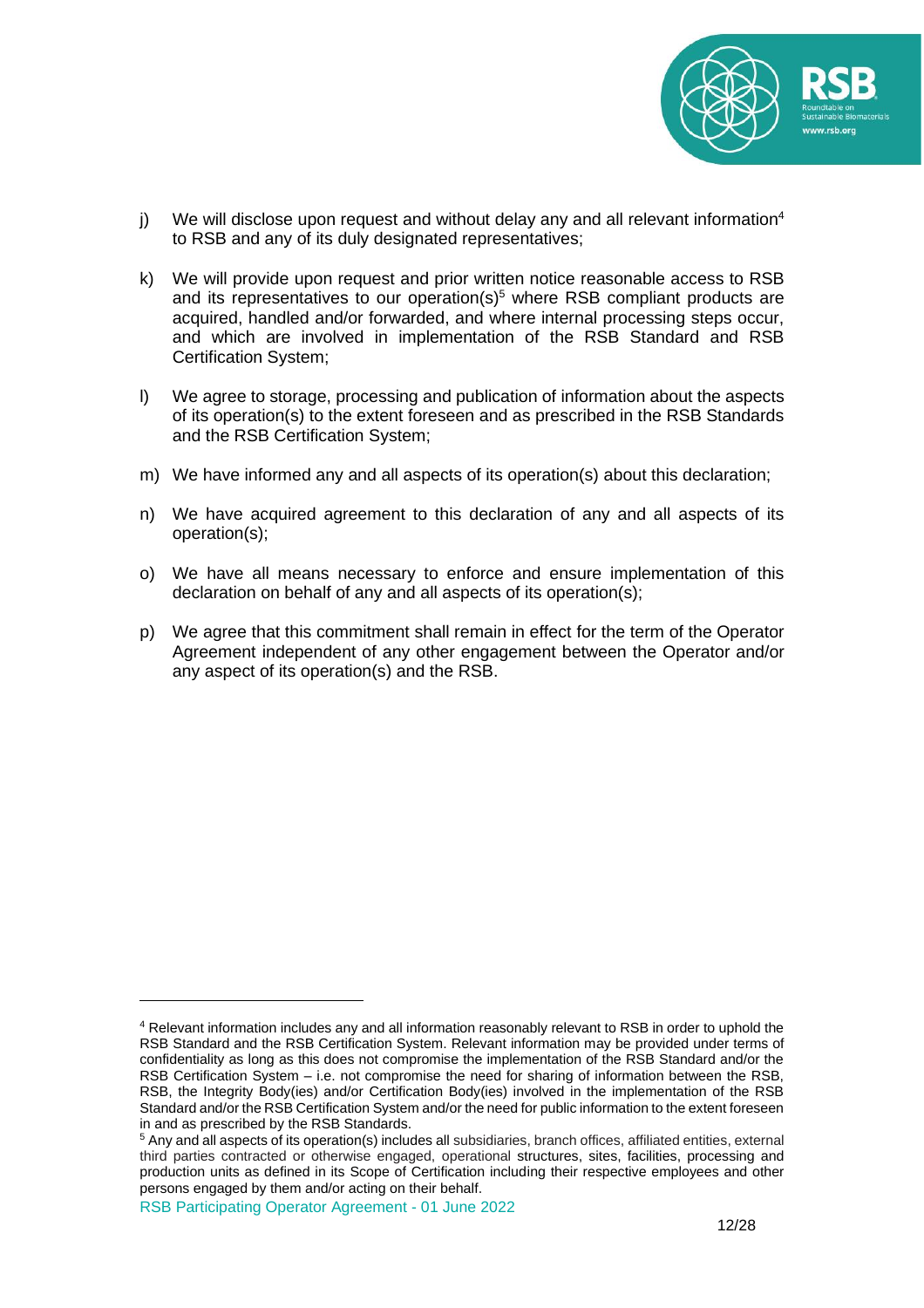j) We will disclose upon request and without delay any and all relevant information[4] to RSB and any of its duly designated representatives;

k) We will provide upon request and prior written notice reasonable access to RSB and its representatives to our operation(s)[5] where RSB compliant products are acquired, handled and/or forwarded, and where internal processing steps occur, and which are involved in implementation of the RSB Standard and RSB Certification System;

l) We agree to storage, processing and publication of information about the aspects of its operation(s) to the extent foreseen and as prescribed in the RSB Standards and the RSB Certification System;

m) We have informed any and all aspects of its operation(s) about this declaration;

n) We have acquired agreement to this declaration of any and all aspects of its operation(s);

o) We have all means necessary to enforce and ensure implementation of this declaration on behalf of any and all aspects of its operation(s);

p) We agree that this commitment shall remain in effect for the term of the Operator Agreement independent of any other engagement between the Operator and/or any aspect of its operation(s) and the RSB.

---

[4] Relevant information includes any and all information reasonably relevant to RSB in order to uphold the RSB Standard and the RSB Certification System. Relevant information may be provided under terms of confidentiality as long as this does not compromise the implementation of the RSB Standard and/or the RSB Certification System – i.e. not compromise the need for sharing of information between the RSB, RSB, the Integrity Body(ies) and/or Certification Body(ies) involved in the implementation of the RSB Standard and/or the RSB Certification System and/or the need for public information to the extent foreseen in and as prescribed by the RSB Standards.

[5] Any and all aspects of its operation(s) includes all subsidiaries, branch offices, affiliated entities, external third parties contracted or otherwise engaged, operational structures, sites, facilities, processing and production units as defined in its Scope of Certification including their respective employees and other persons engaged by them and/or acting on their behalf.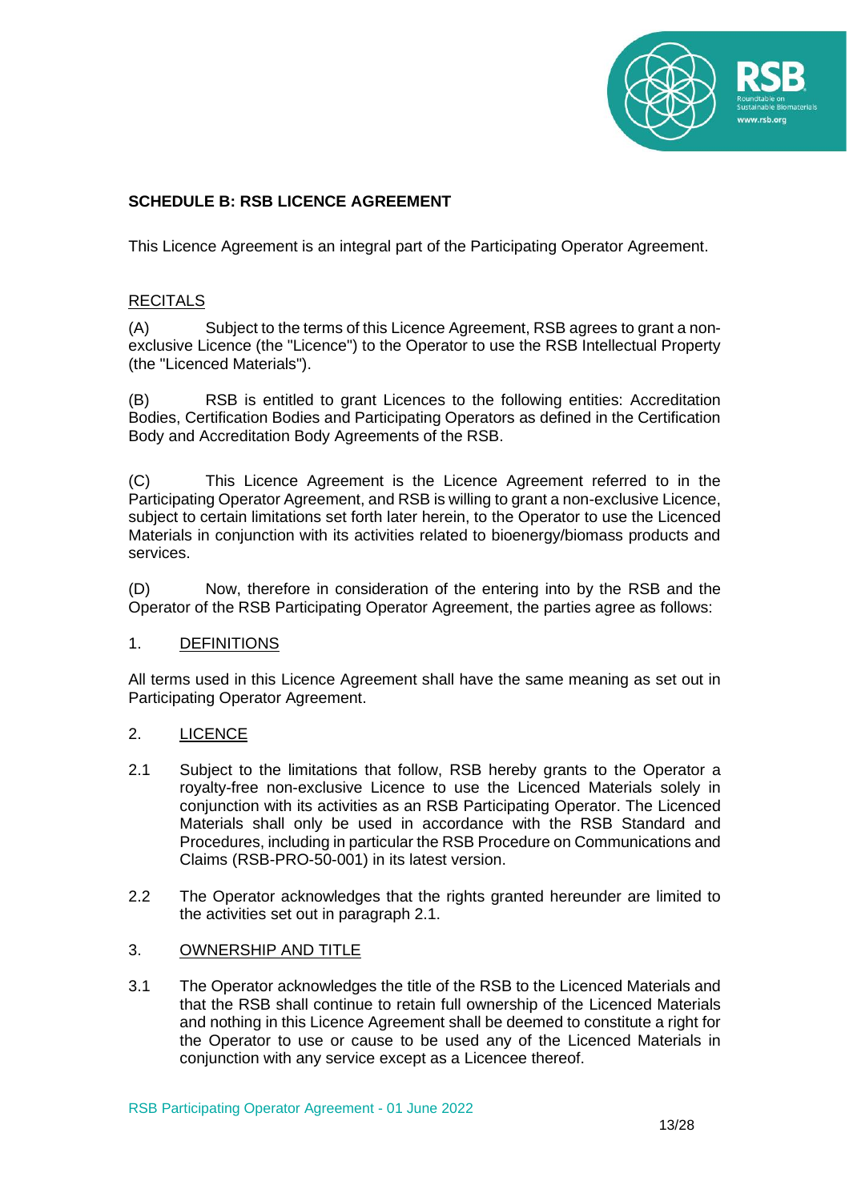**SCHEDULE B: RSB LICENCE AGREEMENT**

This Licence Agreement is an integral part of the Participating Operator Agreement.

RECITALS

(A) Subject to the terms of this Licence Agreement, RSB agrees to grant a non-exclusive Licence (the "Licence") to the Operator to use the RSB Intellectual Property (the "Licenced Materials").

(B) RSB is entitled to grant Licences to the following entities: Accreditation Bodies, Certification Bodies and Participating Operators as defined in the Certification Body and Accreditation Body Agreements of the RSB.

(C) This Licence Agreement is the Licence Agreement referred to in the Participating Operator Agreement, and RSB is willing to grant a non-exclusive Licence, subject to certain limitations set forth later herein, to the Operator to use the Licenced Materials in conjunction with its activities related to bioenergy/biomass products and services.

(D) Now, therefore in consideration of the entering into by the RSB and the Operator of the RSB Participating Operator Agreement, the parties agree as follows:

1. DEFINITIONS

All terms used in this Licence Agreement shall have the same meaning as set out in Participating Operator Agreement.

2. LICENCE

2.1 Subject to the limitations that follow, RSB hereby grants to the Operator a royalty-free non-exclusive Licence to use the Licenced Materials solely in conjunction with its activities as an RSB Participating Operator. The Licenced Materials shall only be used in accordance with the RSB Standard and Procedures, including in particular the RSB Procedure on Communications and Claims (RSB-PRO-50-001) in its latest version.

2.2 The Operator acknowledges that the rights granted hereunder are limited to the activities set out in paragraph 2.1.

3. OWNERSHIP AND TITLE

3.1 The Operator acknowledges the title of the RSB to the Licenced Materials and that the RSB shall continue to retain full ownership of the Licenced Materials and nothing in this Licence Agreement shall be deemed to constitute a right for the Operator to use or cause to be used any of the Licenced Materials in conjunction with any service except as a Licencee thereof.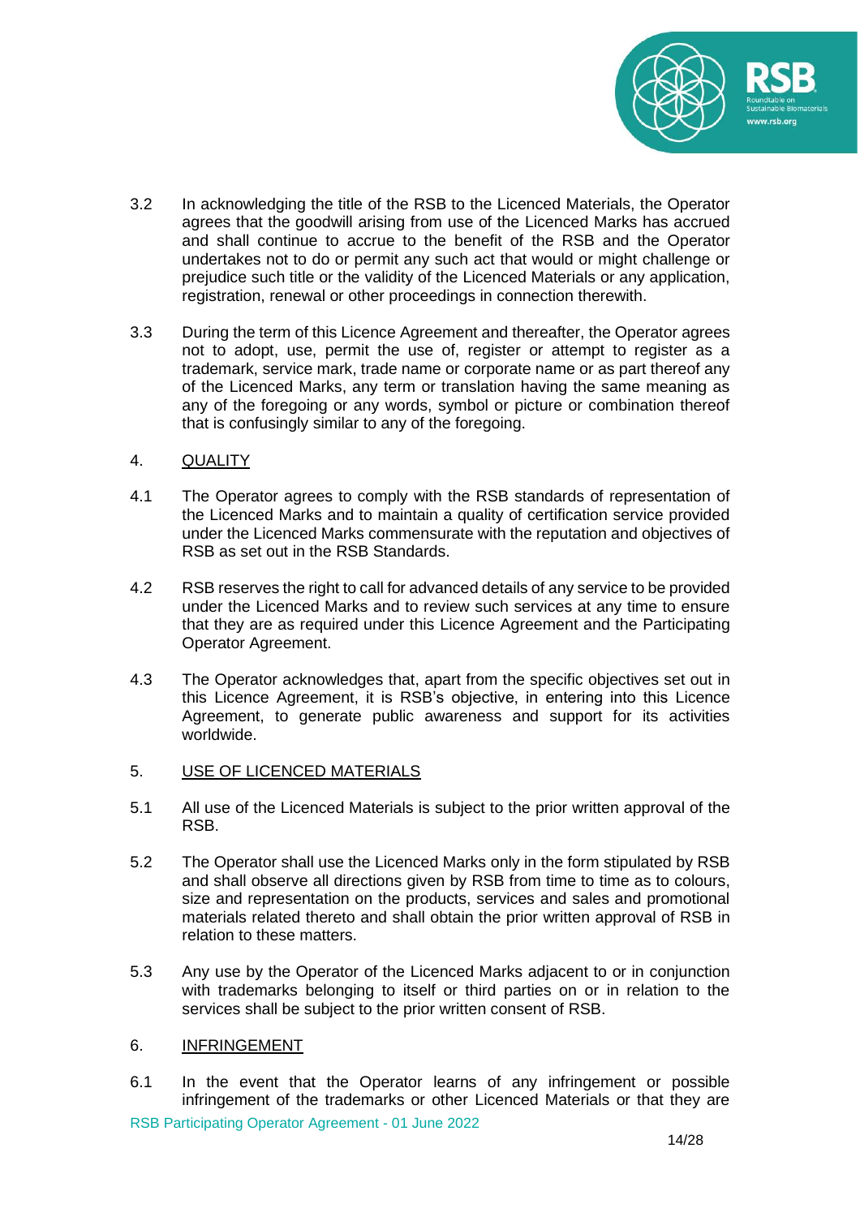3.2 In acknowledging the title of the RSB to the Licenced Materials, the Operator agrees that the goodwill arising from use of the Licenced Marks has accrued and shall continue to accrue to the benefit of the RSB and the Operator undertakes not to do or permit any such act that would or might challenge or prejudice such title or the validity of the Licenced Materials or any application, registration, renewal or other proceedings in connection therewith.

3.3 During the term of this Licence Agreement and thereafter, the Operator agrees not to adopt, use, permit the use of, register or attempt to register as a trademark, service mark, trade name or corporate name or as part thereof any of the Licenced Marks, any term or translation having the same meaning as any of the foregoing or any words, symbol or picture or combination thereof that is confusingly similar to any of the foregoing.

4. <u>QUALITY</u>

4.1 The Operator agrees to comply with the RSB standards of representation of the Licenced Marks and to maintain a quality of certification service provided under the Licenced Marks commensurate with the reputation and objectives of RSB as set out in the RSB Standards.

4.2 RSB reserves the right to call for advanced details of any service to be provided under the Licenced Marks and to review such services at any time to ensure that they are as required under this Licence Agreement and the Participating Operator Agreement.

4.3 The Operator acknowledges that, apart from the specific objectives set out in this Licence Agreement, it is RSB's objective, in entering into this Licence Agreement, to generate public awareness and support for its activities worldwide.

5. <u>USE OF LICENCED MATERIALS</u>

5.1 All use of the Licenced Materials is subject to the prior written approval of the RSB.

5.2 The Operator shall use the Licenced Marks only in the form stipulated by RSB and shall observe all directions given by RSB from time to time as to colours, size and representation on the products, services and sales and promotional materials related thereto and shall obtain the prior written approval of RSB in relation to these matters.

5.3 Any use by the Operator of the Licenced Marks adjacent to or in conjunction with trademarks belonging to itself or third parties on or in relation to the services shall be subject to the prior written consent of RSB.

6. <u>INFRINGEMENT</u>

6.1 In the event that the Operator learns of any infringement or possible infringement of the trademarks or other Licenced Materials or that they are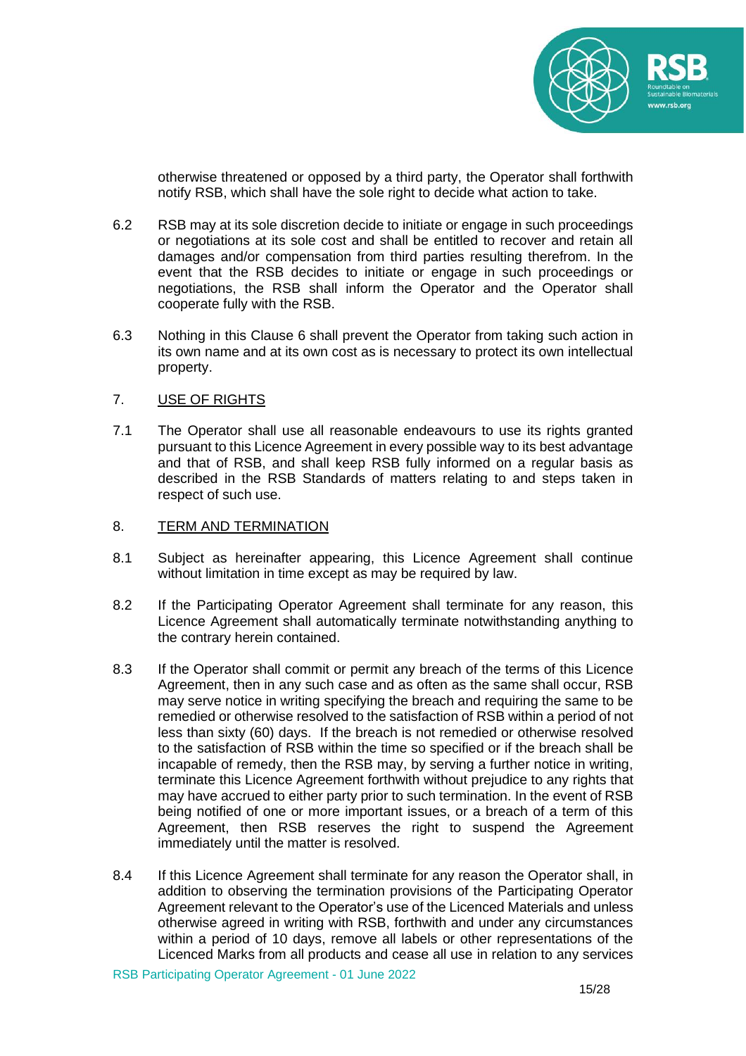otherwise threatened or opposed by a third party, the Operator shall forthwith notify RSB, which shall have the sole right to decide what action to take.

6.2 RSB may at its sole discretion decide to initiate or engage in such proceedings or negotiations at its sole cost and shall be entitled to recover and retain all damages and/or compensation from third parties resulting therefrom. In the event that the RSB decides to initiate or engage in such proceedings or negotiations, the RSB shall inform the Operator and the Operator shall cooperate fully with the RSB.

6.3 Nothing in this Clause 6 shall prevent the Operator from taking such action in its own name and at its own cost as is necessary to protect its own intellectual property.

7. <u>USE OF RIGHTS</u>

7.1 The Operator shall use all reasonable endeavours to use its rights granted pursuant to this Licence Agreement in every possible way to its best advantage and that of RSB, and shall keep RSB fully informed on a regular basis as described in the RSB Standards of matters relating to and steps taken in respect of such use.

8. <u>TERM AND TERMINATION</u>

8.1 Subject as hereinafter appearing, this Licence Agreement shall continue without limitation in time except as may be required by law.

8.2 If the Participating Operator Agreement shall terminate for any reason, this Licence Agreement shall automatically terminate notwithstanding anything to the contrary herein contained.

8.3 If the Operator shall commit or permit any breach of the terms of this Licence Agreement, then in any such case and as often as the same shall occur, RSB may serve notice in writing specifying the breach and requiring the same to be remedied or otherwise resolved to the satisfaction of RSB within a period of not less than sixty (60) days. If the breach is not remedied or otherwise resolved to the satisfaction of RSB within the time so specified or if the breach shall be incapable of remedy, then the RSB may, by serving a further notice in writing, terminate this Licence Agreement forthwith without prejudice to any rights that may have accrued to either party prior to such termination. In the event of RSB being notified of one or more important issues, or a breach of a term of this Agreement, then RSB reserves the right to suspend the Agreement immediately until the matter is resolved.

8.4 If this Licence Agreement shall terminate for any reason the Operator shall, in addition to observing the termination provisions of the Participating Operator Agreement relevant to the Operator's use of the Licenced Materials and unless otherwise agreed in writing with RSB, forthwith and under any circumstances within a period of 10 days, remove all labels or other representations of the Licenced Marks from all products and cease all use in relation to any services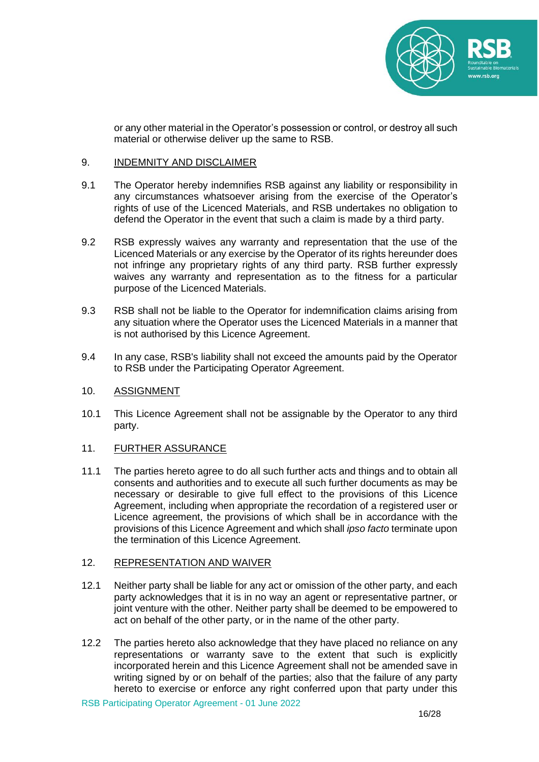or any other material in the Operator's possession or control, or destroy all such material or otherwise deliver up the same to RSB.

9. <u>INDEMNITY AND DISCLAIMER</u>

9.1 The Operator hereby indemnifies RSB against any liability or responsibility in any circumstances whatsoever arising from the exercise of the Operator's rights of use of the Licenced Materials, and RSB undertakes no obligation to defend the Operator in the event that such a claim is made by a third party.

9.2 RSB expressly waives any warranty and representation that the use of the Licenced Materials or any exercise by the Operator of its rights hereunder does not infringe any proprietary rights of any third party. RSB further expressly waives any warranty and representation as to the fitness for a particular purpose of the Licenced Materials.

9.3 RSB shall not be liable to the Operator for indemnification claims arising from any situation where the Operator uses the Licenced Materials in a manner that is not authorised by this Licence Agreement.

9.4 In any case, RSB's liability shall not exceed the amounts paid by the Operator to RSB under the Participating Operator Agreement.

10. <u>ASSIGNMENT</u>

10.1 This Licence Agreement shall not be assignable by the Operator to any third party.

11. <u>FURTHER ASSURANCE</u>

11.1 The parties hereto agree to do all such further acts and things and to obtain all consents and authorities and to execute all such further documents as may be necessary or desirable to give full effect to the provisions of this Licence Agreement, including when appropriate the recordation of a registered user or Licence agreement, the provisions of which shall be in accordance with the provisions of this Licence Agreement and which shall *ipso facto* terminate upon the termination of this Licence Agreement.

12. <u>REPRESENTATION AND WAIVER</u>

12.1 Neither party shall be liable for any act or omission of the other party, and each party acknowledges that it is in no way an agent or representative partner, or joint venture with the other. Neither party shall be deemed to be empowered to act on behalf of the other party, or in the name of the other party.

12.2 The parties hereto also acknowledge that they have placed no reliance on any representations or warranty save to the extent that such is explicitly incorporated herein and this Licence Agreement shall not be amended save in writing signed by or on behalf of the parties; also that the failure of any party hereto to exercise or enforce any right conferred upon that party under this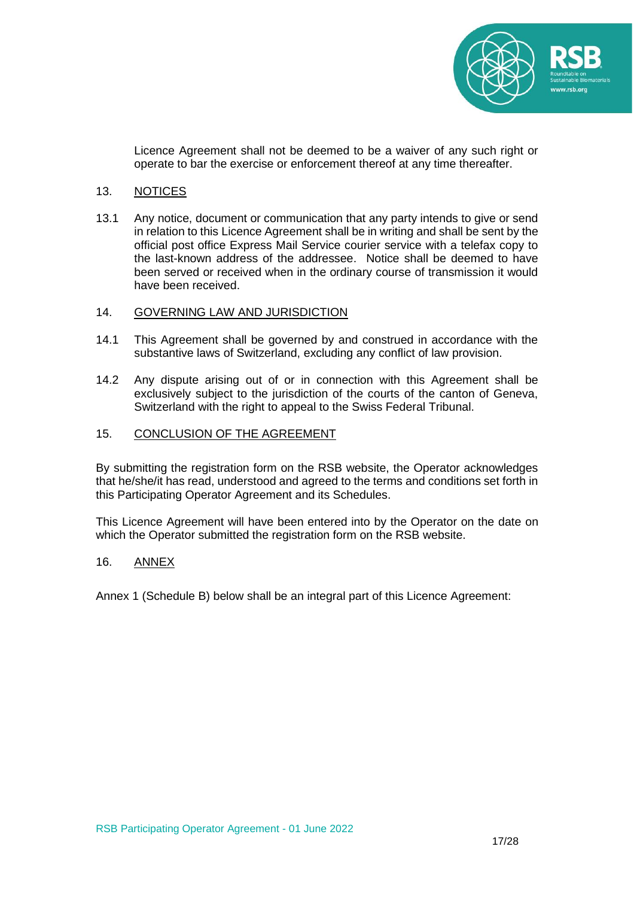Licence Agreement shall not be deemed to be a waiver of any such right or operate to bar the exercise or enforcement thereof at any time thereafter.

## 13. NOTICES

13.1 Any notice, document or communication that any party intends to give or send in relation to this Licence Agreement shall be in writing and shall be sent by the official post office Express Mail Service courier service with a telefax copy to the last-known address of the addressee. Notice shall be deemed to have been served or received when in the ordinary course of transmission it would have been received.

## 14. GOVERNING LAW AND JURISDICTION

14.1 This Agreement shall be governed by and construed in accordance with the substantive laws of Switzerland, excluding any conflict of law provision.

14.2 Any dispute arising out of or in connection with this Agreement shall be exclusively subject to the jurisdiction of the courts of the canton of Geneva, Switzerland with the right to appeal to the Swiss Federal Tribunal.

## 15. CONCLUSION OF THE AGREEMENT

By submitting the registration form on the RSB website, the Operator acknowledges that he/she/it has read, understood and agreed to the terms and conditions set forth in this Participating Operator Agreement and its Schedules.

This Licence Agreement will have been entered into by the Operator on the date on which the Operator submitted the registration form on the RSB website.

## 16. ANNEX

Annex 1 (Schedule B) below shall be an integral part of this Licence Agreement: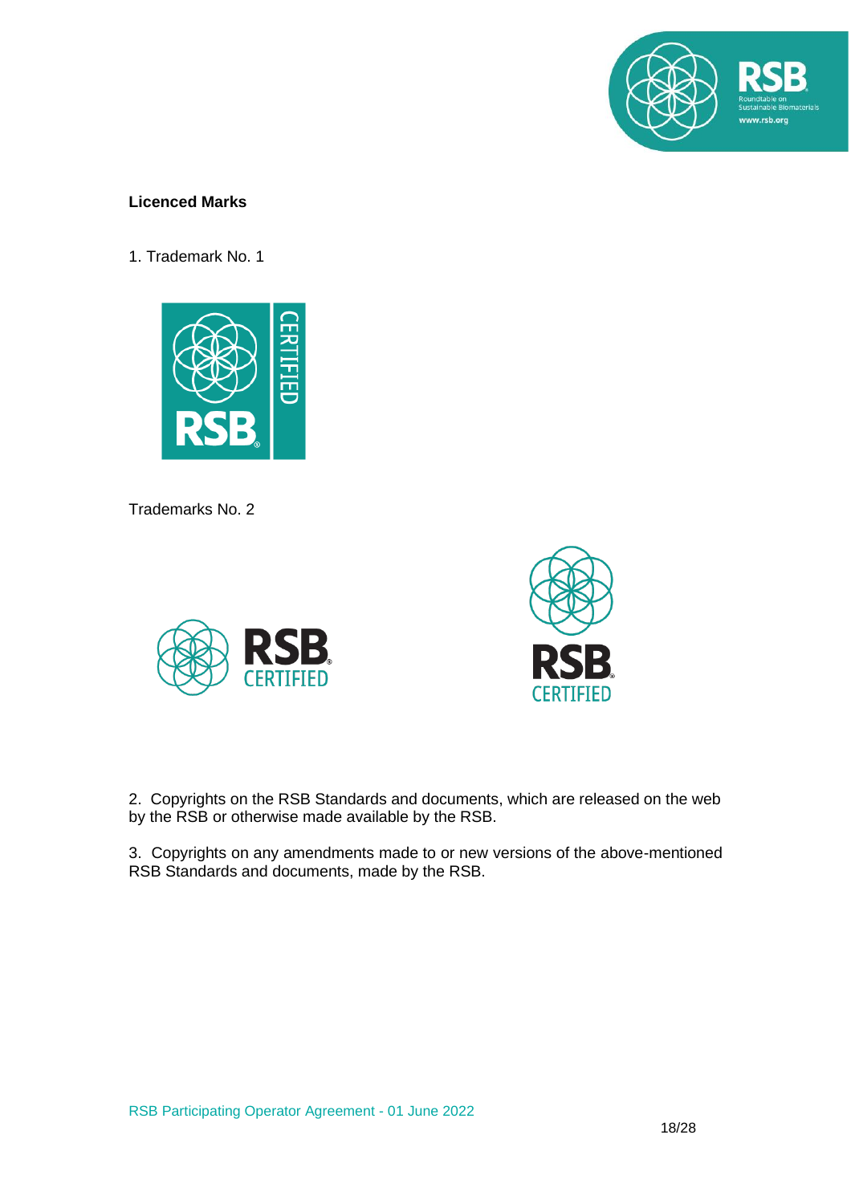**Licenced Marks**

1. Trademark No. 1

Trademarks No. 2

2. Copyrights on the RSB Standards and documents, which are released on the web by the RSB or otherwise made available by the RSB.

3. Copyrights on any amendments made to or new versions of the above-mentioned RSB Standards and documents, made by the RSB.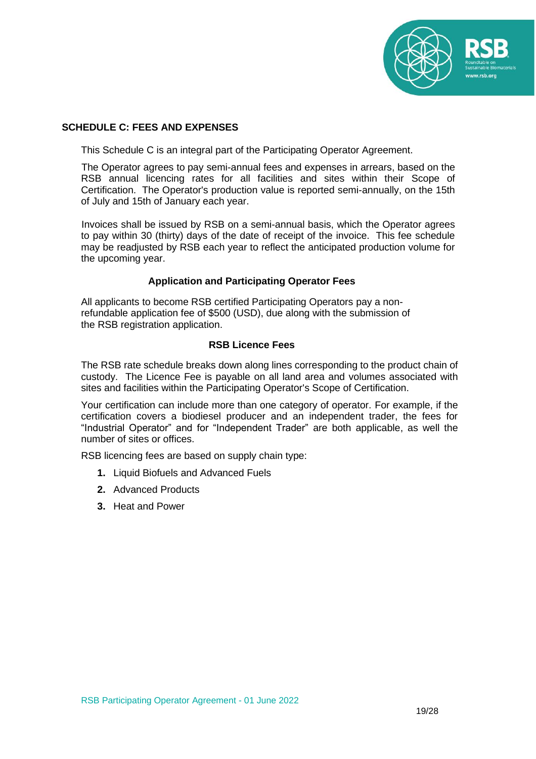## SCHEDULE C: FEES AND EXPENSES

This Schedule C is an integral part of the Participating Operator Agreement.

The Operator agrees to pay semi-annual fees and expenses in arrears, based on the RSB annual licencing rates for all facilities and sites within their Scope of Certification. The Operator's production value is reported semi-annually, on the 15th of July and 15th of January each year.

Invoices shall be issued by RSB on a semi-annual basis, which the Operator agrees to pay within 30 (thirty) days of the date of receipt of the invoice. This fee schedule may be readjusted by RSB each year to reflect the anticipated production volume for the upcoming year.

### Application and Participating Operator Fees

All applicants to become RSB certified Participating Operators pay a non-refundable application fee of $500 (USD), due along with the submission of the RSB registration application.

### RSB Licence Fees

The RSB rate schedule breaks down along lines corresponding to the product chain of custody. The Licence Fee is payable on all land area and volumes associated with sites and facilities within the Participating Operator's Scope of Certification.

Your certification can include more than one category of operator. For example, if the certification covers a biodiesel producer and an independent trader, the fees for "Industrial Operator" and for "Independent Trader" are both applicable, as well the number of sites or offices.

RSB licencing fees are based on supply chain type:

1. Liquid Biofuels and Advanced Fuels
2. Advanced Products
3. Heat and Power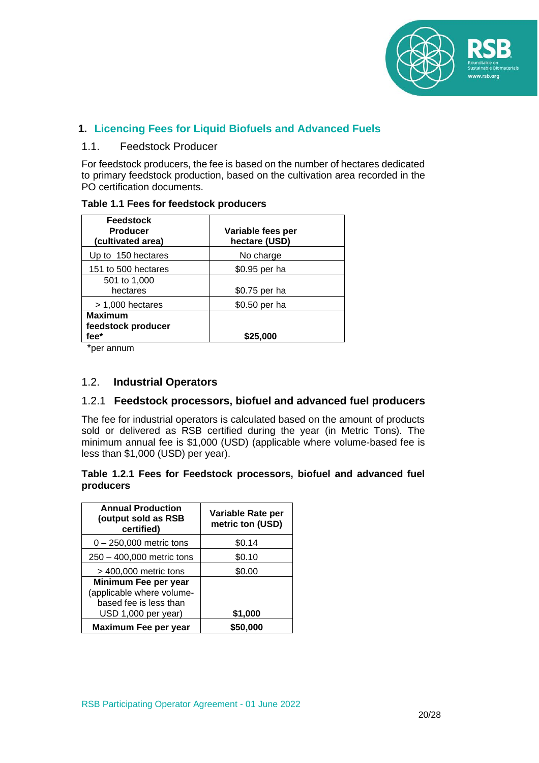# 1. Licencing Fees for Liquid Biofuels and Advanced Fuels

## 1.1. Feedstock Producer

For feedstock producers, the fee is based on the number of hectares dedicated to primary feedstock production, based on the cultivation area recorded in the PO certification documents.

**Table 1.1 Fees for feedstock producers**

| Feedstock Producer (cultivated area) | Variable fees per hectare (USD) |
|---|---|
| Up to 150 hectares | No charge |
| 151 to 500 hectares | $0.95 per ha |
| 501 to 1,000 hectares | $0.75 per ha |
| > 1,000 hectares | $0.50 per ha |
| **Maximum feedstock producer fee*** | **$25,000** |

*per annum

## 1.2. Industrial Operators

### 1.2.1 Feedstock processors, biofuel and advanced fuel producers

The fee for industrial operators is calculated based on the amount of products sold or delivered as RSB certified during the year (in Metric Tons). The minimum annual fee is $1,000 (USD) (applicable where volume-based fee is less than $1,000 (USD) per year).

**Table 1.2.1 Fees for Feedstock processors, biofuel and advanced fuel producers**

| Annual Production (output sold as RSB certified) | Variable Rate per metric ton (USD) |
|---|---|
| 0 – 250,000 metric tons | $0.14 |
| 250 – 400,000 metric tons | $0.10 |
| > 400,000 metric tons | $0.00 |
| **Minimum Fee per year** (applicable where volume-based fee is less than USD 1,000 per year) | **$1,000** |
| **Maximum Fee per year** | **$50,000** |

RSB Participating Operator Agreement - 01 June 2022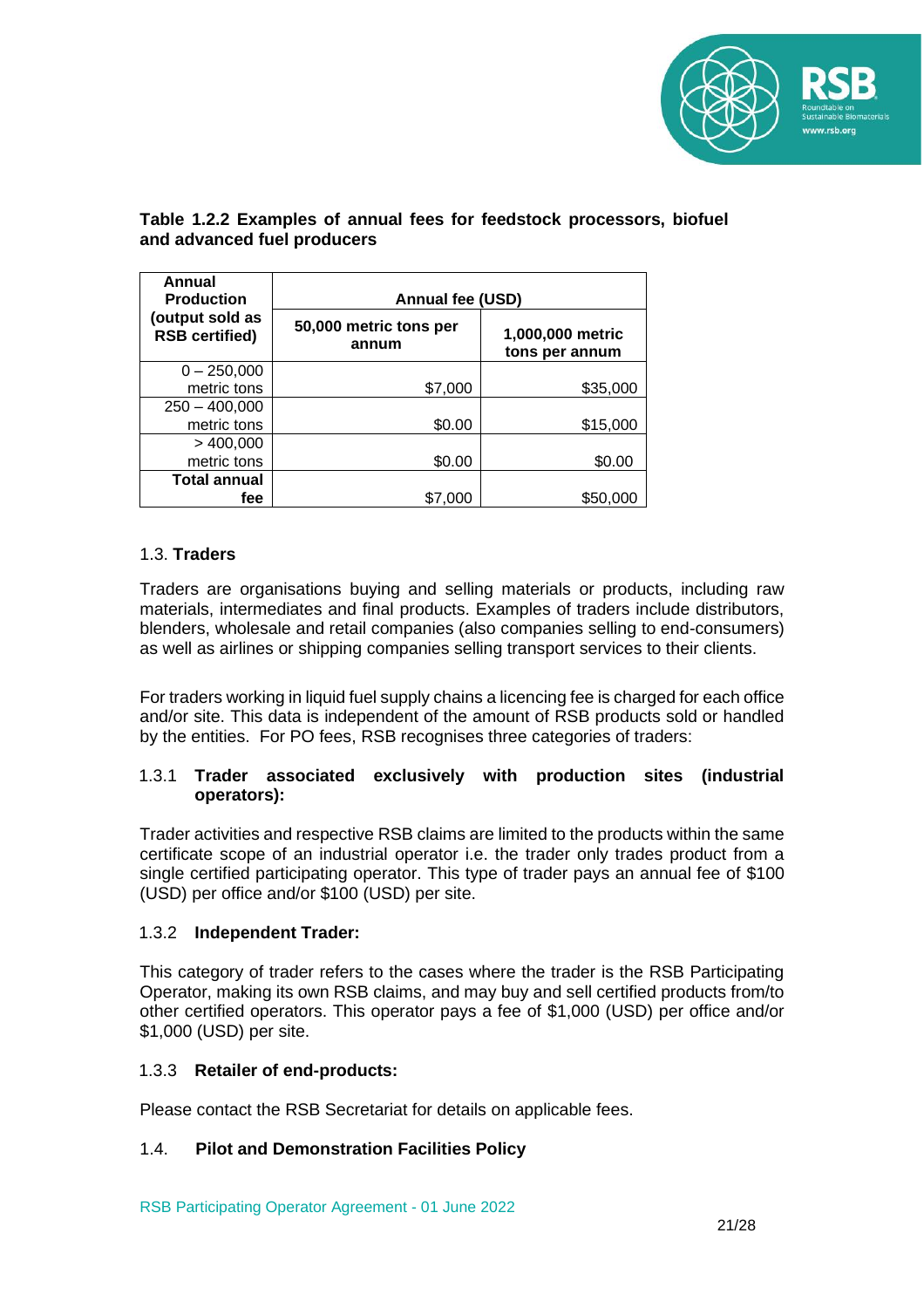**Table 1.2.2 Examples of annual fees for feedstock processors, biofuel and advanced fuel producers**

| Annual Production (output sold as RSB certified) | Annual fee (USD) | |
|---|---|---|
| | 50,000 metric tons per annum | 1,000,000 metric tons per annum |
| 0 – 250,000 metric tons | $7,000 | $35,000 |
| 250 – 400,000 metric tons | $0.00 | $15,000 |
| > 400,000 metric tons | $0.00 | $0.00 |
| **Total annual fee** | $7,000 | $50,000 |

## 1.3. **Traders**

Traders are organisations buying and selling materials or products, including raw materials, intermediates and final products. Examples of traders include distributors, blenders, wholesale and retail companies (also companies selling to end-consumers) as well as airlines or shipping companies selling transport services to their clients.

For traders working in liquid fuel supply chains a licencing fee is charged for each office and/or site. This data is independent of the amount of RSB products sold or handled by the entities. For PO fees, RSB recognises three categories of traders:

### 1.3.1 **Trader associated exclusively with production sites (industrial operators):**

Trader activities and respective RSB claims are limited to the products within the same certificate scope of an industrial operator i.e. the trader only trades product from a single certified participating operator. This type of trader pays an annual fee of $100 (USD) per office and/or $100 (USD) per site.

### 1.3.2 **Independent Trader:**

This category of trader refers to the cases where the trader is the RSB Participating Operator, making its own RSB claims, and may buy and sell certified products from/to other certified operators. This operator pays a fee of $1,000 (USD) per office and/or $1,000 (USD) per site.

### 1.3.3 **Retailer of end-products:**

Please contact the RSB Secretariat for details on applicable fees.

## 1.4. **Pilot and Demonstration Facilities Policy**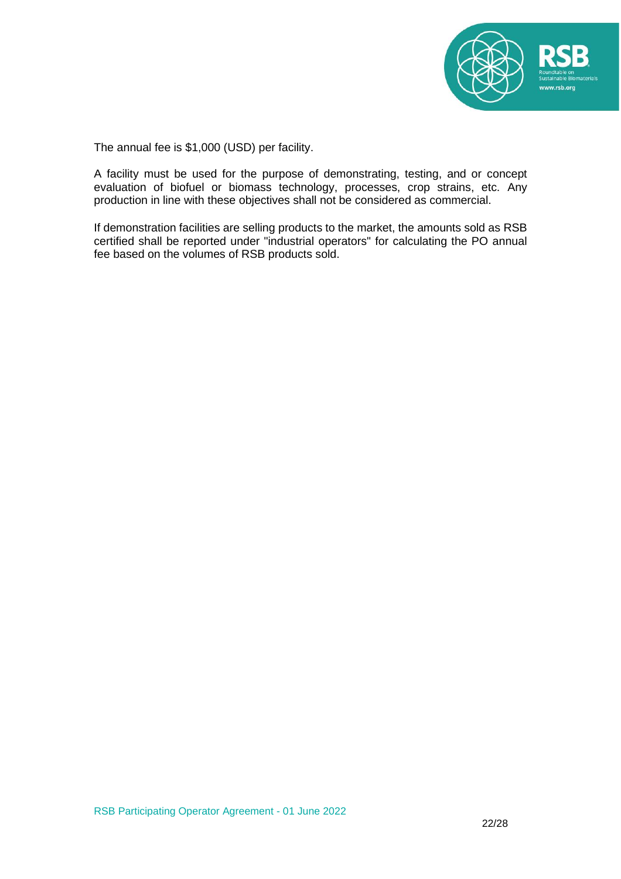The annual fee is $1,000 (USD) per facility.

A facility must be used for the purpose of demonstrating, testing, and or concept evaluation of biofuel or biomass technology, processes, crop strains, etc. Any production in line with these objectives shall not be considered as commercial.

If demonstration facilities are selling products to the market, the amounts sold as RSB certified shall be reported under "industrial operators" for calculating the PO annual fee based on the volumes of RSB products sold.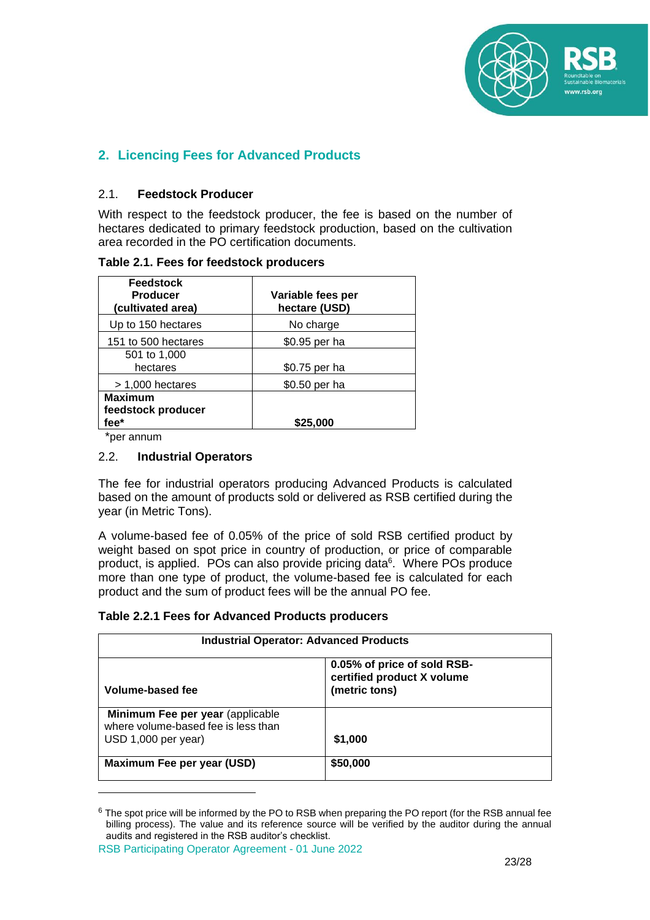## 2. Licencing Fees for Advanced Products

### 2.1. Feedstock Producer

With respect to the feedstock producer, the fee is based on the number of hectares dedicated to primary feedstock production, based on the cultivation area recorded in the PO certification documents.

**Table 2.1. Fees for feedstock producers**

| Feedstock Producer (cultivated area) | Variable fees per hectare (USD) |
|---|---|
| Up to 150 hectares | No charge |
| 151 to 500 hectares | $0.95 per ha |
| 501 to 1,000 hectares | $0.75 per ha |
| > 1,000 hectares | $0.50 per ha |
| **Maximum feedstock producer fee*** | **$25,000** |

*per annum

### 2.2. Industrial Operators

The fee for industrial operators producing Advanced Products is calculated based on the amount of products sold or delivered as RSB certified during the year (in Metric Tons).

A volume-based fee of 0.05% of the price of sold RSB certified product by weight based on spot price in country of production, or price of comparable product, is applied. POs can also provide pricing data[6]. Where POs produce more than one type of product, the volume-based fee is calculated for each product and the sum of product fees will be the annual PO fee.

**Table 2.2.1 Fees for Advanced Products producers**

| **Industrial Operator: Advanced Products** | |
|---|---|
| **Volume-based fee** | **0.05% of price of sold RSB-certified product X volume (metric tons)** |
| **Minimum Fee per year** (applicable where volume-based fee is less than USD 1,000 per year) | **$1,000** |
| **Maximum Fee per year (USD)** | **$50,000** |

[6] The spot price will be informed by the PO to RSB when preparing the PO report (for the RSB annual fee billing process). The value and its reference source will be verified by the auditor during the annual audits and registered in the RSB auditor's checklist.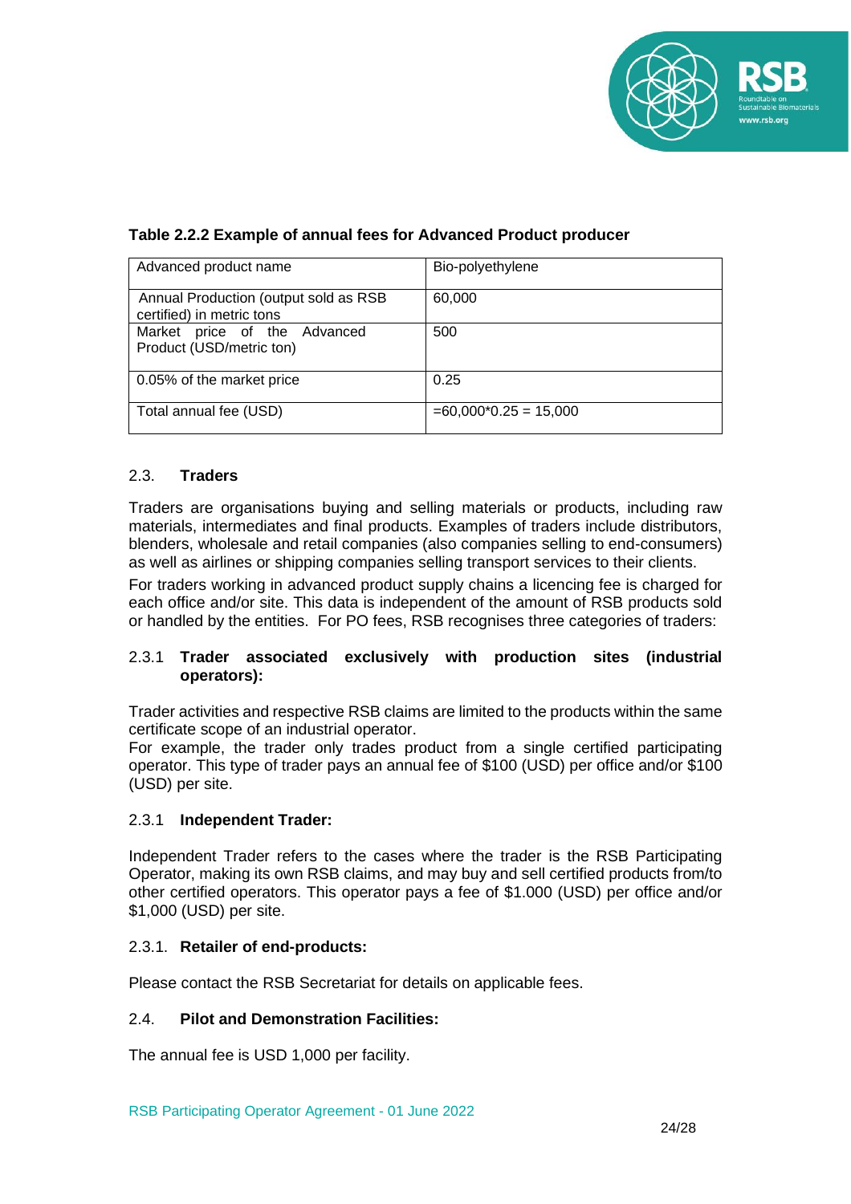**Table 2.2.2 Example of annual fees for Advanced Product producer**

| Advanced product name | Bio-polyethylene |
|---|---|
| Annual Production (output sold as RSB certified) in metric tons | 60,000 |
| Market price of the Advanced Product (USD/metric ton) | 500 |
| 0.05% of the market price | 0.25 |
| Total annual fee (USD) | =60,000*0.25 = 15,000 |

## 2.3. Traders

Traders are organisations buying and selling materials or products, including raw materials, intermediates and final products. Examples of traders include distributors, blenders, wholesale and retail companies (also companies selling to end-consumers) as well as airlines or shipping companies selling transport services to their clients.

For traders working in advanced product supply chains a licencing fee is charged for each office and/or site. This data is independent of the amount of RSB products sold or handled by the entities. For PO fees, RSB recognises three categories of traders:

### 2.3.1 Trader associated exclusively with production sites (industrial operators):

Trader activities and respective RSB claims are limited to the products within the same certificate scope of an industrial operator.
For example, the trader only trades product from a single certified participating operator. This type of trader pays an annual fee of $100 (USD) per office and/or $100 (USD) per site.

### 2.3.1 Independent Trader:

Independent Trader refers to the cases where the trader is the RSB Participating Operator, making its own RSB claims, and may buy and sell certified products from/to other certified operators. This operator pays a fee of $1.000 (USD) per office and/or $1,000 (USD) per site.

### 2.3.1. Retailer of end-products:

Please contact the RSB Secretariat for details on applicable fees.

## 2.4. Pilot and Demonstration Facilities:

The annual fee is USD 1,000 per facility.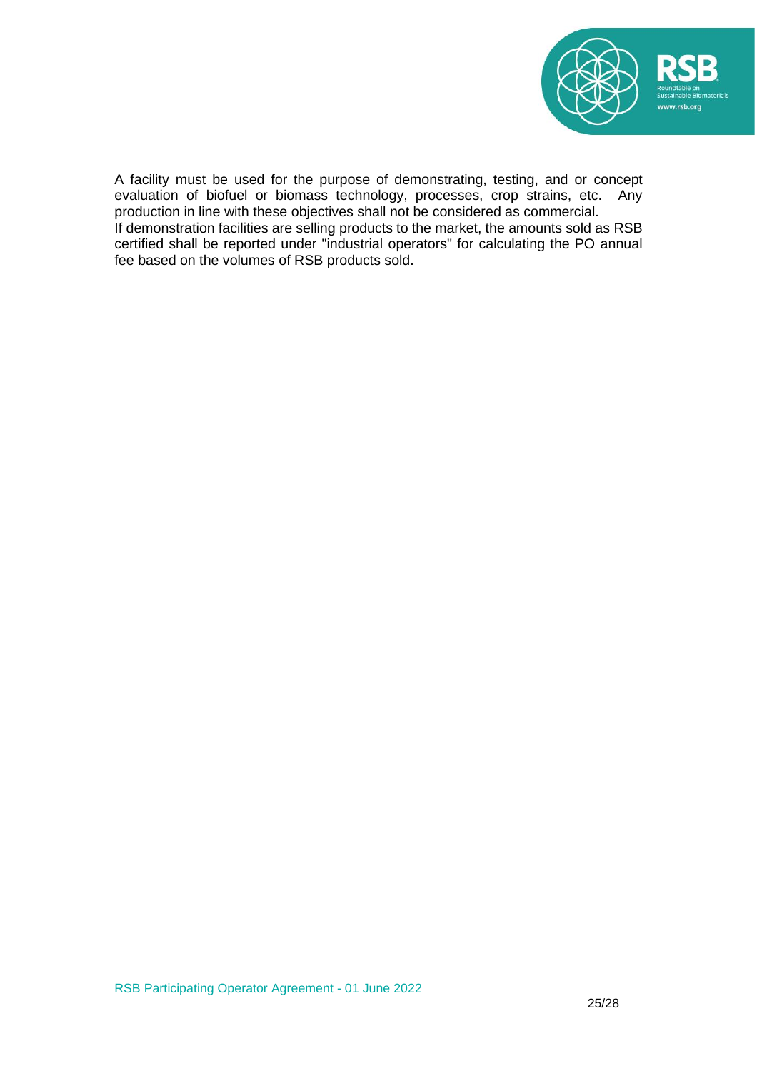A facility must be used for the purpose of demonstrating, testing, and or concept evaluation of biofuel or biomass technology, processes, crop strains, etc. Any production in line with these objectives shall not be considered as commercial.
If demonstration facilities are selling products to the market, the amounts sold as RSB certified shall be reported under "industrial operators" for calculating the PO annual fee based on the volumes of RSB products sold.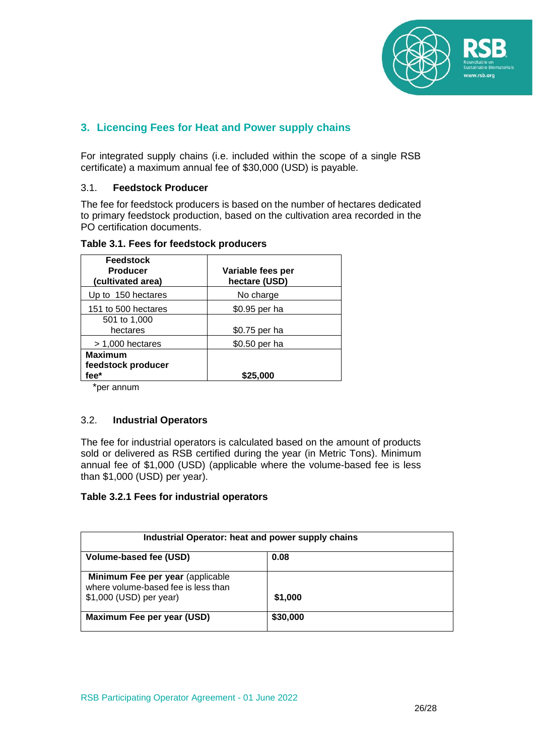## 3. Licencing Fees for Heat and Power supply chains

For integrated supply chains (i.e. included within the scope of a single RSB certificate) a maximum annual fee of $30,000 (USD) is payable.

### 3.1. Feedstock Producer

The fee for feedstock producers is based on the number of hectares dedicated to primary feedstock production, based on the cultivation area recorded in the PO certification documents.

**Table 3.1. Fees for feedstock producers**

| Feedstock Producer (cultivated area) | Variable fees per hectare (USD) |
|---|---|
| Up to 150 hectares | No charge |
| 151 to 500 hectares | $0.95 per ha |
| 501 to 1,000 hectares | $0.75 per ha |
| > 1,000 hectares | $0.50 per ha |
| **Maximum feedstock producer fee*** | **$25,000** |

*per annum

### 3.2. Industrial Operators

The fee for industrial operators is calculated based on the amount of products sold or delivered as RSB certified during the year (in Metric Tons). Minimum annual fee of $1,000 (USD) (applicable where the volume-based fee is less than $1,000 (USD) per year).

**Table 3.2.1 Fees for industrial operators**

| Industrial Operator: heat and power supply chains | |
|---|---|
| **Volume-based fee (USD)** | **0.08** |
| **Minimum Fee per year** (applicable where volume-based fee is less than $1,000 (USD) per year) | **$1,000** |
| **Maximum Fee per year (USD)** | **$30,000** |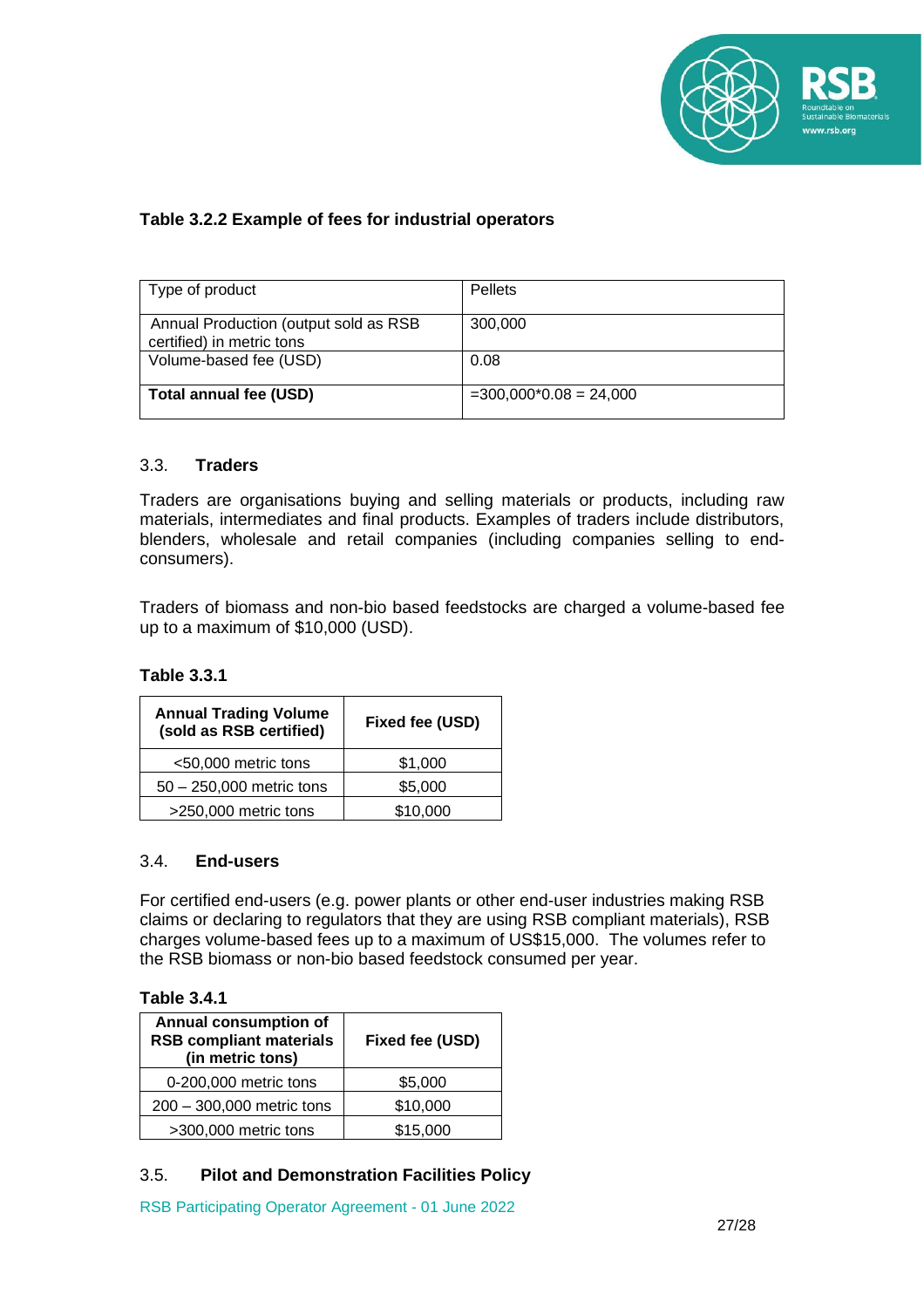**Table 3.2.2 Example of fees for industrial operators**

| Type of product | Pellets |
|---|---|
| Annual Production (output sold as RSB certified) in metric tons | 300,000 |
| Volume-based fee (USD) | 0.08 |
| **Total annual fee (USD)** | =300,000*0.08 = 24,000 |

## 3.3. Traders

Traders are organisations buying and selling materials or products, including raw materials, intermediates and final products. Examples of traders include distributors, blenders, wholesale and retail companies (including companies selling to end-consumers).

Traders of biomass and non-bio based feedstocks are charged a volume-based fee up to a maximum of $10,000 (USD).

**Table 3.3.1**

| Annual Trading Volume (sold as RSB certified) | Fixed fee (USD) |
|---|---|
| <50,000 metric tons | $1,000 |
| 50 – 250,000 metric tons | $5,000 |
| >250,000 metric tons | $10,000 |

## 3.4. End-users

For certified end-users (e.g. power plants or other end-user industries making RSB claims or declaring to regulators that they are using RSB compliant materials), RSB charges volume-based fees up to a maximum of US$15,000. The volumes refer to the RSB biomass or non-bio based feedstock consumed per year.

**Table 3.4.1**

| Annual consumption of RSB compliant materials (in metric tons) | Fixed fee (USD) |
|---|---|
| 0-200,000 metric tons | $5,000 |
| 200 – 300,000 metric tons | $10,000 |
| >300,000 metric tons | $15,000 |

## 3.5. Pilot and Demonstration Facilities Policy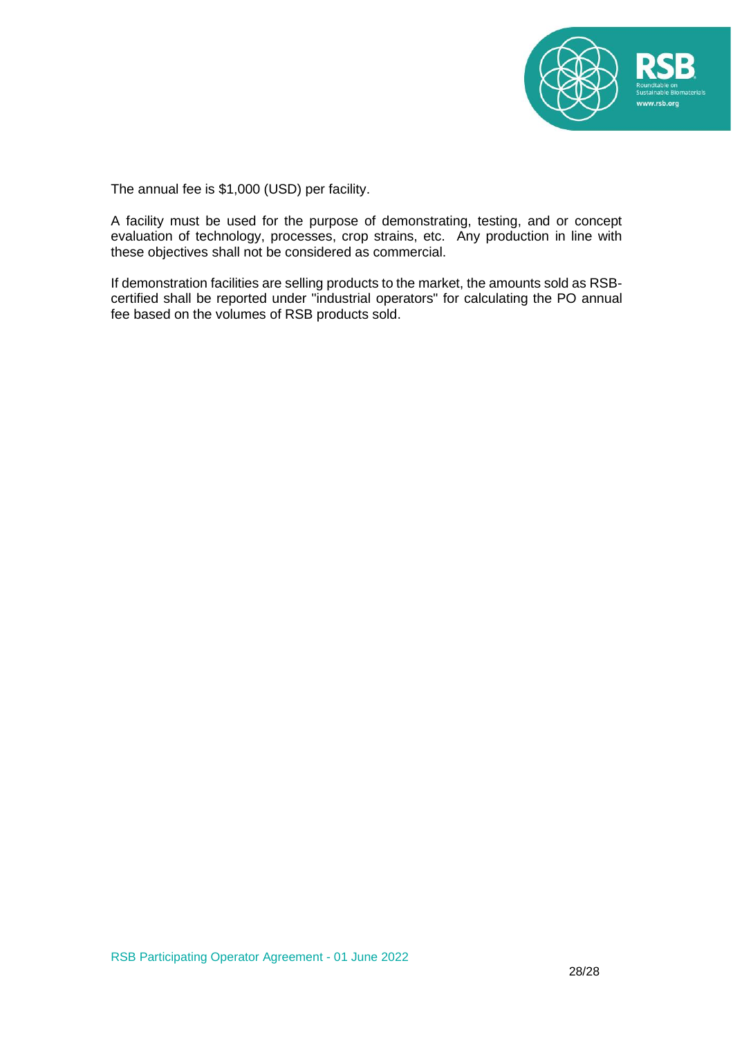The annual fee is $1,000 (USD) per facility.

A facility must be used for the purpose of demonstrating, testing, and or concept evaluation of technology, processes, crop strains, etc. Any production in line with these objectives shall not be considered as commercial.

If demonstration facilities are selling products to the market, the amounts sold as RSB-certified shall be reported under "industrial operators" for calculating the PO annual fee based on the volumes of RSB products sold.